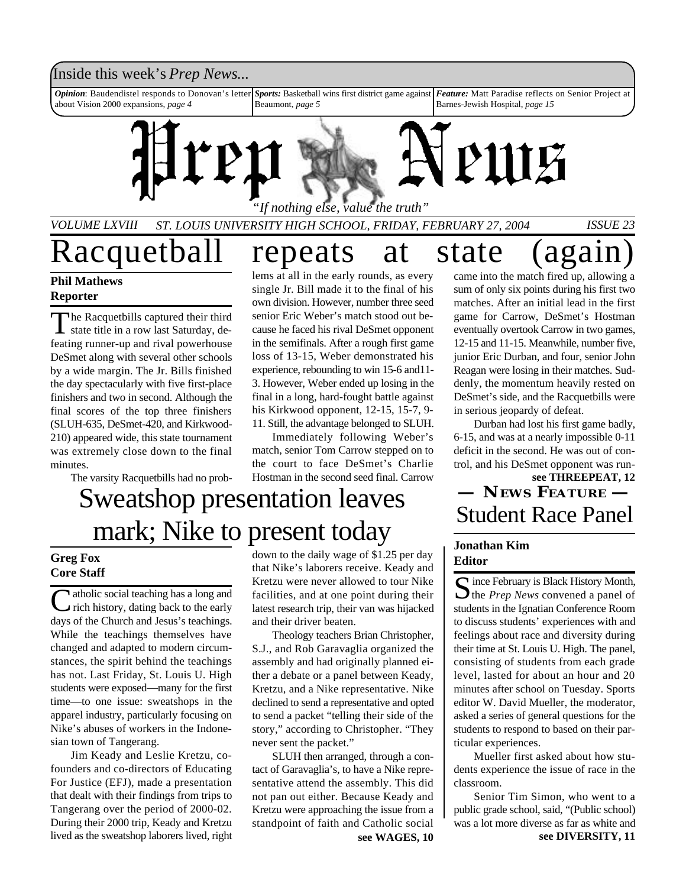Inside this week's *Prep News...*

***Opinion***: Baudendistel responds to Donovan's letter about Vision 2000 expansions, *page 4*

***Sports:*** Basketball wins first district game against Beaumont, *page 5*

***Feature:*** Matt Paradise reflects on Senior Project at Barnes-Jewish Hospital, *page 15*

# Prep News

*"If nothing else, value the truth"*

*VOLUME LXVIII* *ST. LOUIS UNIVERSITY HIGH SCHOOL, FRIDAY, FEBRUARY 27, 2004* *ISSUE 23*

# Racquetball repeats at state (again)

**Phil Mathews**
**Reporter**

The Racquetbills captured their third state title in a row last Saturday, defeating runner-up and rival powerhouse DeSmet along with several other schools by a wide margin. The Jr. Bills finished the day spectacularly with five first-place finishers and two in second. Although the final scores of the top three finishers (SLUH-635, DeSmet-420, and Kirkwood-210) appeared wide, this state tournament was extremely close down to the final minutes.

The varsity Racquetbills had no problems at all in the early rounds, as every single Jr. Bill made it to the final of his own division. However, number three seed senior Eric Weber's match stood out because he faced his rival DeSmet opponent in the semifinals. After a rough first game loss of 13-15, Weber demonstrated his experience, rebounding to win 15-6 and11-3. However, Weber ended up losing in the final in a long, hard-fought battle against his Kirkwood opponent, 12-15, 15-7, 9-11. Still, the advantage belonged to SLUH.

Immediately following Weber's match, senior Tom Carrow stepped on to the court to face DeSmet's Charlie Hostman in the second seed final. Carrow came into the match fired up, allowing a sum of only six points during his first two matches. After an initial lead in the first game for Carrow, DeSmet's Hostman eventually overtook Carrow in two games, 12-15 and 11-15. Meanwhile, number five, junior Eric Durban, and four, senior John Reagan were losing in their matches. Suddenly, the momentum heavily rested on DeSmet's side, and the Racquetbills were in serious jeopardy of defeat.

Durban had lost his first game badly, 6-15, and was at a nearly impossible 0-11 deficit in the second. He was out of control, and his DeSmet opponent was run-

**see THREEPEAT, 12**

# Sweatshop presentation leaves mark; Nike to present today

**Greg Fox**
**Core Staff**

Catholic social teaching has a long and rich history, dating back to the early days of the Church and Jesus's teachings. While the teachings themselves have changed and adapted to modern circumstances, the spirit behind the teachings has not. Last Friday, St. Louis U. High students were exposed—many for the first time—to one issue: sweatshops in the apparel industry, particularly focusing on Nike's abuses of workers in the Indonesian town of Tangerang.

Jim Keady and Leslie Kretzu, co-founders and co-directors of Educating For Justice (EFJ), made a presentation that dealt with their findings from trips to Tangerang over the period of 2000-02. During their 2000 trip, Keady and Kretzu lived as the sweatshop laborers lived, right down to the daily wage of $1.25 per day that Nike's laborers receive. Keady and Kretzu were never allowed to tour Nike facilities, and at one point during their latest research trip, their van was hijacked and their driver beaten.

Theology teachers Brian Christopher, S.J., and Rob Garavaglia organized the assembly and had originally planned either a debate or a panel between Keady, Kretzu, and a Nike representative. Nike declined to send a representative and opted to send a packet "telling their side of the story," according to Christopher. "They never sent the packet."

SLUH then arranged, through a contact of Garavaglia's, to have a Nike representative attend the assembly. This did not pan out either. Because Keady and Kretzu were approaching the issue from a standpoint of faith and Catholic social

**see WAGES, 10**

## — News Feature —
# Student Race Panel

**Jonathan Kim**
**Editor**

Since February is Black History Month, the *Prep News* convened a panel of students in the Ignatian Conference Room to discuss students' experiences with and feelings about race and diversity during their time at St. Louis U. High. The panel, consisting of students from each grade level, lasted for about an hour and 20 minutes after school on Tuesday. Sports editor W. David Mueller, the moderator, asked a series of general questions for the students to respond to based on their particular experiences.

Mueller first asked about how students experience the issue of race in the classroom.

Senior Tim Simon, who went to a public grade school, said, "(Public school) was a lot more diverse as far as white and

**see DIVERSITY, 11**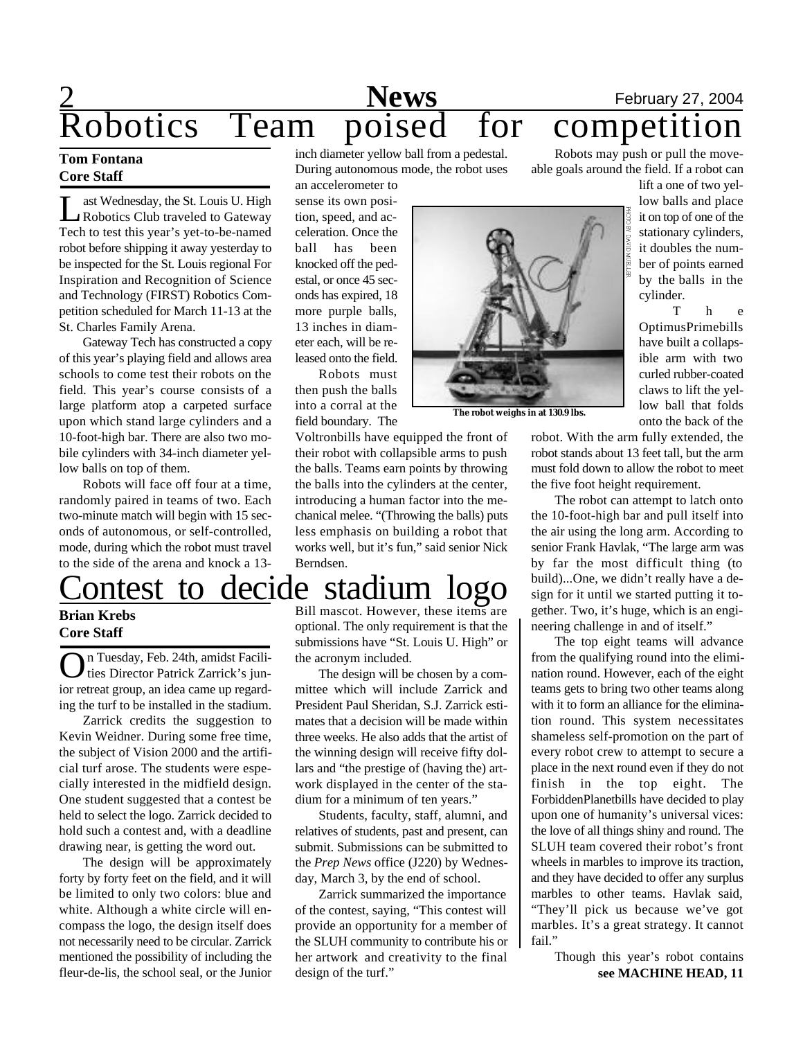# Robotics Team poised for competition

**Tom Fontana**
**Core Staff**

Last Wednesday, the St. Louis U. High Robotics Club traveled to Gateway Tech to test this year's yet-to-be-named robot before shipping it away yesterday to be inspected for the St. Louis regional For Inspiration and Recognition of Science and Technology (FIRST) Robotics Competition scheduled for March 11-13 at the St. Charles Family Arena.

Gateway Tech has constructed a copy of this year's playing field and allows area schools to come test their robots on the field. This year's course consists of a large platform atop a carpeted surface upon which stand large cylinders and a 10-foot-high bar. There are also two mobile cylinders with 34-inch diameter yellow balls on top of them.

Robots will face off four at a time, randomly paired in teams of two. Each two-minute match will begin with 15 seconds of autonomous, or self-controlled, mode, during which the robot must travel to the side of the arena and knock a 13-inch diameter yellow ball from a pedestal. During autonomous mode, the robot uses an accelerometer to sense its own position, speed, and acceleration. Once the ball has been knocked off the pedestal, or once 45 seconds has expired, 18 more purple balls, 13 inches in diameter each, will be released onto the field.

Robots must then push the balls into a corral at the field boundary. The Voltronbills have equipped the front of their robot with collapsible arms to push the balls. Teams earn points by throwing the balls into the cylinders at the center, introducing a human factor into the mechanical melee. "(Throwing the balls) puts less emphasis on building a robot that works well, but it's fun," said senior Nick Berndsen.

PHOTO BY DAVID MUELLER

The robot weighs in at 130.9 lbs.

Robots may push or pull the moveable goals around the field. If a robot can lift a one of two yellow balls and place it on top of one of the stationary cylinders, it doubles the number of points earned by the balls in the cylinder.

The OptimusPrimebills have built a collapsible arm with two curled rubber-coated claws to lift the yellow ball that folds onto the back of the robot. With the arm fully extended, the robot stands about 13 feet tall, but the arm must fold down to allow the robot to meet the five foot height requirement.

The robot can attempt to latch onto the 10-foot-high bar and pull itself into the air using the long arm. According to senior Frank Havlak, "The large arm was by far the most difficult thing (to build)...One, we didn't really have a design for it until we started putting it together. Two, it's huge, which is an engineering challenge in and of itself."

The top eight teams will advance from the qualifying round into the elimination round. However, each of the eight teams gets to bring two other teams along with it to form an alliance for the elimination round. This system necessitates shameless self-promotion on the part of every robot crew to attempt to secure a place in the next round even if they do not finish in the top eight. The ForbiddenPlanetbills have decided to play upon one of humanity's universal vices: the love of all things shiny and round. The SLUH team covered their robot's front wheels in marbles to improve its traction, and they have decided to offer any surplus marbles to other teams. Havlak said, "They'll pick us because we've got marbles. It's a great strategy. It cannot fail."

Though this year's robot contains

**see MACHINE HEAD, 11**

# Contest to decide stadium logo

**Brian Krebs**
**Core Staff**

On Tuesday, Feb. 24th, amidst Facilities Director Patrick Zarrick's junior retreat group, an idea came up regarding the turf to be installed in the stadium.

Zarrick credits the suggestion to Kevin Weidner. During some free time, the subject of Vision 2000 and the artificial turf arose. The students were especially interested in the midfield design. One student suggested that a contest be held to select the logo. Zarrick decided to hold such a contest and, with a deadline drawing near, is getting the word out.

The design will be approximately forty by forty feet on the field, and it will be limited to only two colors: blue and white. Although a white circle will encompass the logo, the design itself does not necessarily need to be circular. Zarrick mentioned the possibility of including the fleur-de-lis, the school seal, or the Junior Bill mascot. However, these items are optional. The only requirement is that the submissions have "St. Louis U. High" or the acronym included.

The design will be chosen by a committee which will include Zarrick and President Paul Sheridan, S.J. Zarrick estimates that a decision will be made within three weeks. He also adds that the artist of the winning design will receive fifty dollars and "the prestige of (having the) artwork displayed in the center of the stadium for a minimum of ten years."

Students, faculty, staff, alumni, and relatives of students, past and present, can submit. Submissions can be submitted to the *Prep News* office (J220) by Wednesday, March 3, by the end of school.

Zarrick summarized the importance of the contest, saying, "This contest will provide an opportunity for a member of the SLUH community to contribute his or her artwork and creativity to the final design of the turf."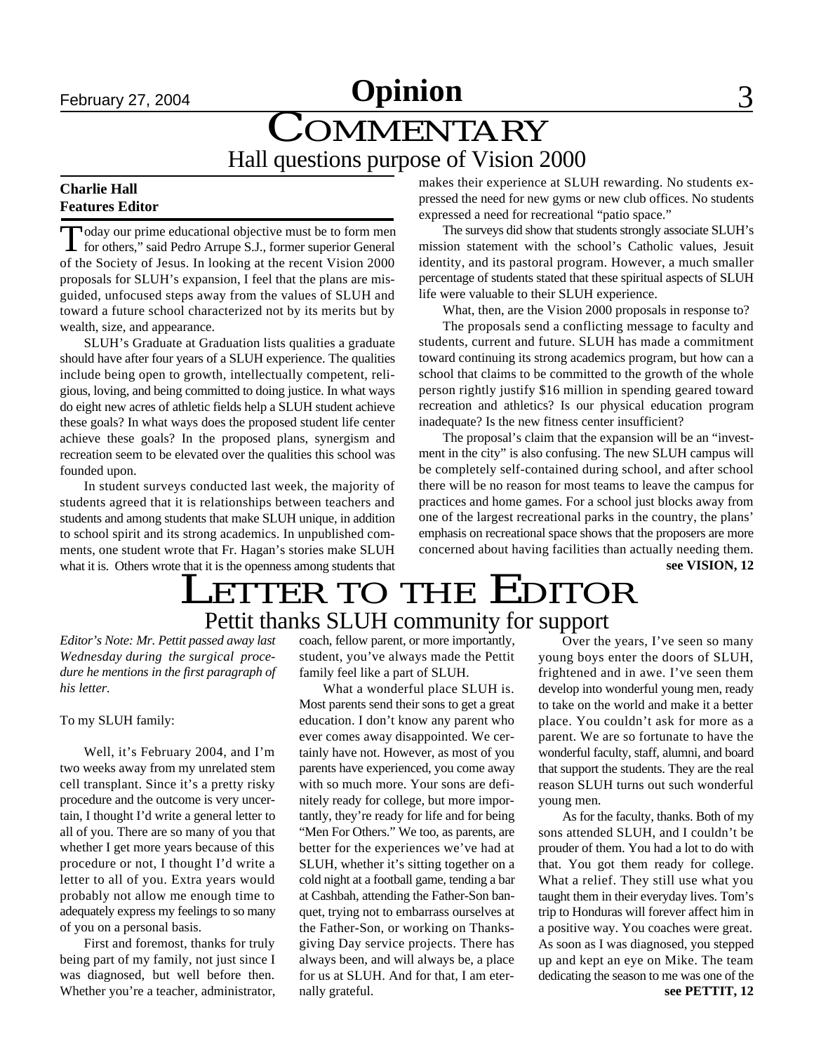# Opinion

## COMMENTARY

### Hall questions purpose of Vision 2000

**Charlie Hall**
**Features Editor**

Today our prime educational objective must be to form men for others," said Pedro Arrupe S.J., former superior General of the Society of Jesus. In looking at the recent Vision 2000 proposals for SLUH's expansion, I feel that the plans are misguided, unfocused steps away from the values of SLUH and toward a future school characterized not by its merits but by wealth, size, and appearance.

SLUH's Graduate at Graduation lists qualities a graduate should have after four years of a SLUH experience. The qualities include being open to growth, intellectually competent, religious, loving, and being committed to doing justice. In what ways do eight new acres of athletic fields help a SLUH student achieve these goals? In what ways does the proposed student life center achieve these goals? In the proposed plans, synergism and recreation seem to be elevated over the qualities this school was founded upon.

In student surveys conducted last week, the majority of students agreed that it is relationships between teachers and students and among students that make SLUH unique, in addition to school spirit and its strong academics. In unpublished comments, one student wrote that Fr. Hagan's stories make SLUH what it is. Others wrote that it is the openness among students that makes their experience at SLUH rewarding. No students expressed the need for new gyms or new club offices. No students expressed a need for recreational "patio space."

The surveys did show that students strongly associate SLUH's mission statement with the school's Catholic values, Jesuit identity, and its pastoral program. However, a much smaller percentage of students stated that these spiritual aspects of SLUH life were valuable to their SLUH experience.

What, then, are the Vision 2000 proposals in response to?

The proposals send a conflicting message to faculty and students, current and future. SLUH has made a commitment toward continuing its strong academics program, but how can a school that claims to be committed to the growth of the whole person rightly justify $16 million in spending geared toward recreation and athletics? Is our physical education program inadequate? Is the new fitness center insufficient?

The proposal's claim that the expansion will be an "investment in the city" is also confusing. The new SLUH campus will be completely self-contained during school, and after school there will be no reason for most teams to leave the campus for practices and home games. For a school just blocks away from one of the largest recreational parks in the country, the plans' emphasis on recreational space shows that the proposers are more concerned about having facilities than actually needing them.

**see VISION, 12**

## LETTER TO THE EDITOR

### Pettit thanks SLUH community for support

*Editor's Note: Mr. Pettit passed away last Wednesday during the surgical procedure he mentions in the first paragraph of his letter.*

To my SLUH family:

Well, it's February 2004, and I'm two weeks away from my unrelated stem cell transplant. Since it's a pretty risky procedure and the outcome is very uncertain, I thought I'd write a general letter to all of you. There are so many of you that whether I get more years because of this procedure or not, I thought I'd write a letter to all of you. Extra years would probably not allow me enough time to adequately express my feelings to so many of you on a personal basis.

First and foremost, thanks for truly being part of my family, not just since I was diagnosed, but well before then. Whether you're a teacher, administrator, coach, fellow parent, or more importantly, student, you've always made the Pettit family feel like a part of SLUH.

What a wonderful place SLUH is. Most parents send their sons to get a great education. I don't know any parent who ever comes away disappointed. We certainly have not. However, as most of you parents have experienced, you come away with so much more. Your sons are definitely ready for college, but more importantly, they're ready for life and for being "Men For Others." We too, as parents, are better for the experiences we've had at SLUH, whether it's sitting together on a cold night at a football game, tending a bar at Cashbah, attending the Father-Son banquet, trying not to embarrass ourselves at the Father-Son, or working on Thanksgiving Day service projects. There has always been, and will always be, a place for us at SLUH. And for that, I am eternally grateful.

Over the years, I've seen so many young boys enter the doors of SLUH, frightened and in awe. I've seen them develop into wonderful young men, ready to take on the world and make it a better place. You couldn't ask for more as a parent. We are so fortunate to have the wonderful faculty, staff, alumni, and board that support the students. They are the real reason SLUH turns out such wonderful young men.

As for the faculty, thanks. Both of my sons attended SLUH, and I couldn't be prouder of them. You had a lot to do with that. You got them ready for college. What a relief. They still use what you taught them in their everyday lives. Tom's trip to Honduras will forever affect him in a positive way. You coaches were great. As soon as I was diagnosed, you stepped up and kept an eye on Mike. The team dedicating the season to me was one of the

**see PETTIT, 12**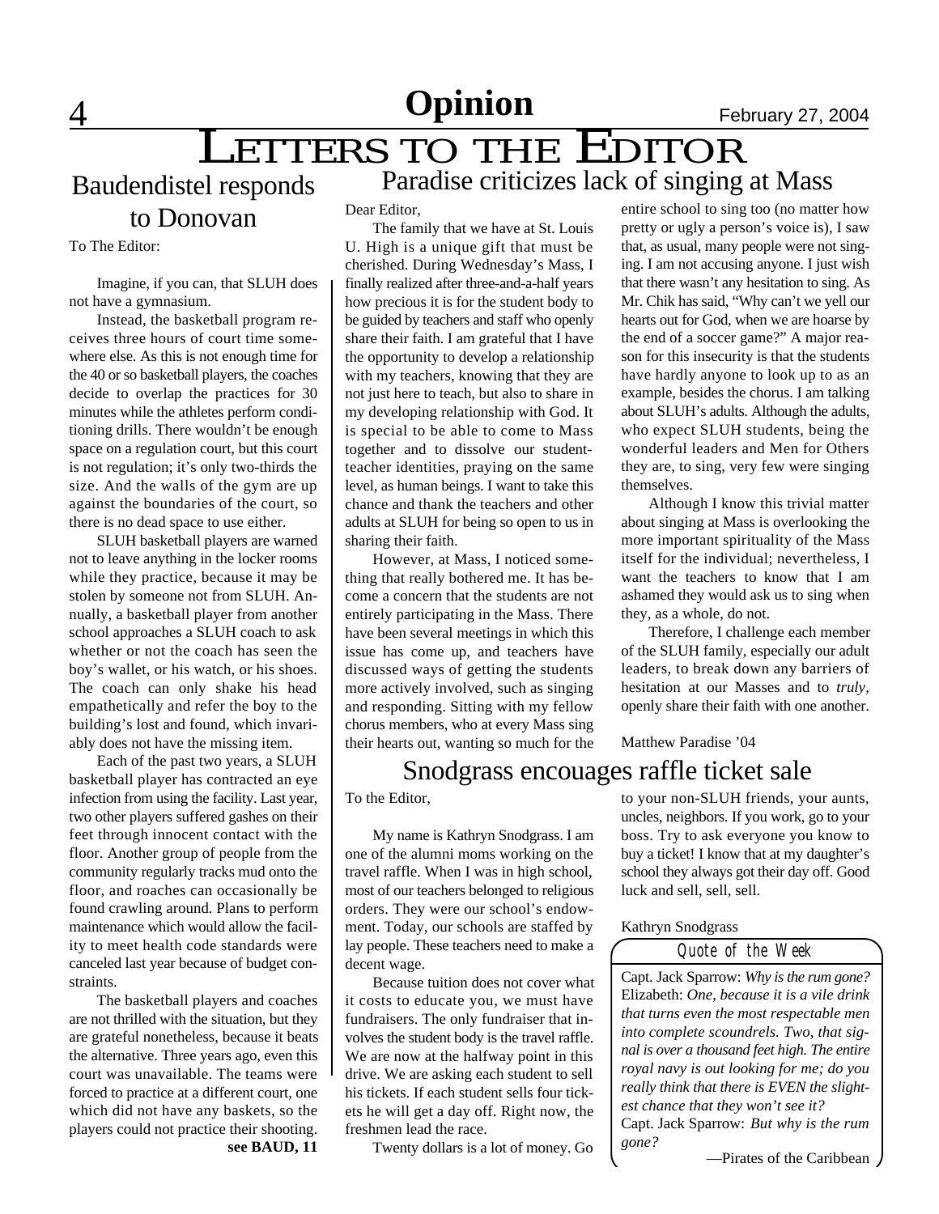# Opinion

# LETTERS TO THE EDITOR

## Baudendistel responds to Donovan

To The Editor:

Imagine, if you can, that SLUH does not have a gymnasium.

Instead, the basketball program receives three hours of court time somewhere else. As this is not enough time for the 40 or so basketball players, the coaches decide to overlap the practices for 30 minutes while the athletes perform conditioning drills. There wouldn't be enough space on a regulation court, but this court is not regulation; it's only two-thirds the size. And the walls of the gym are up against the boundaries of the court, so there is no dead space to use either.

SLUH basketball players are warned not to leave anything in the locker rooms while they practice, because it may be stolen by someone not from SLUH. Annually, a basketball player from another school approaches a SLUH coach to ask whether or not the coach has seen the boy's wallet, or his watch, or his shoes. The coach can only shake his head empathetically and refer the boy to the building's lost and found, which invariably does not have the missing item.

Each of the past two years, a SLUH basketball player has contracted an eye infection from using the facility. Last year, two other players suffered gashes on their feet through innocent contact with the floor. Another group of people from the community regularly tracks mud onto the floor, and roaches can occasionally be found crawling around. Plans to perform maintenance which would allow the facility to meet health code standards were canceled last year because of budget constraints.

The basketball players and coaches are not thrilled with the situation, but they are grateful nonetheless, because it beats the alternative. Three years ago, even this court was unavailable. The teams were forced to practice at a different court, one which did not have any baskets, so the players could not practice their shooting.

**see BAUD, 11**

## Paradise criticizes lack of singing at Mass

Dear Editor,

The family that we have at St. Louis U. High is a unique gift that must be cherished. During Wednesday's Mass, I finally realized after three-and-a-half years how precious it is for the student body to be guided by teachers and staff who openly share their faith. I am grateful that I have the opportunity to develop a relationship with my teachers, knowing that they are not just here to teach, but also to share in my developing relationship with God. It is special to be able to come to Mass together and to dissolve our student-teacher identities, praying on the same level, as human beings. I want to take this chance and thank the teachers and other adults at SLUH for being so open to us in sharing their faith.

However, at Mass, I noticed something that really bothered me. It has become a concern that the students are not entirely participating in the Mass. There have been several meetings in which this issue has come up, and teachers have discussed ways of getting the students more actively involved, such as singing and responding. Sitting with my fellow chorus members, who at every Mass sing their hearts out, wanting so much for the entire school to sing too (no matter how pretty or ugly a person's voice is), I saw that, as usual, many people were not singing. I am not accusing anyone. I just wish that there wasn't any hesitation to sing. As Mr. Chik has said, "Why can't we yell our hearts out for God, when we are hoarse by the end of a soccer game?" A major reason for this insecurity is that the students have hardly anyone to look up to as an example, besides the chorus. I am talking about SLUH's adults. Although the adults, who expect SLUH students, being the wonderful leaders and Men for Others they are, to sing, very few were singing themselves.

Although I know this trivial matter about singing at Mass is overlooking the more important spirituality of the Mass itself for the individual; nevertheless, I want the teachers to know that I am ashamed they would ask us to sing when they, as a whole, do not.

Therefore, I challenge each member of the SLUH family, especially our adult leaders, to break down any barriers of hesitation at our Masses and to *truly*, openly share their faith with one another.

Matthew Paradise '04

## Snodgrass encouages raffle ticket sale

To the Editor,

My name is Kathryn Snodgrass. I am one of the alumni moms working on the travel raffle. When I was in high school, most of our teachers belonged to religious orders. They were our school's endowment. Today, our schools are staffed by lay people. These teachers need to make a decent wage.

Because tuition does not cover what it costs to educate you, we must have fundraisers. The only fundraiser that involves the student body is the travel raffle. We are now at the halfway point in this drive. We are asking each student to sell his tickets. If each student sells four tickets he will get a day off. Right now, the freshmen lead the race.

Twenty dollars is a lot of money. Go to your non-SLUH friends, your aunts, uncles, neighbors. If you work, go to your boss. Try to ask everyone you know to buy a ticket! I know that at my daughter's school they always got their day off. Good luck and sell, sell, sell.

Kathryn Snodgrass

### Quote of the Week

Capt. Jack Sparrow: *Why is the rum gone?*
Elizabeth: *One, because it is a vile drink that turns even the most respectable men into complete scoundrels. Two, that signal is over a thousand feet high. The entire royal navy is out looking for me; do you really think that there is EVEN the slightest chance that they won't see it?*
Capt. Jack Sparrow: *But why is the rum gone?*

—Pirates of the Caribbean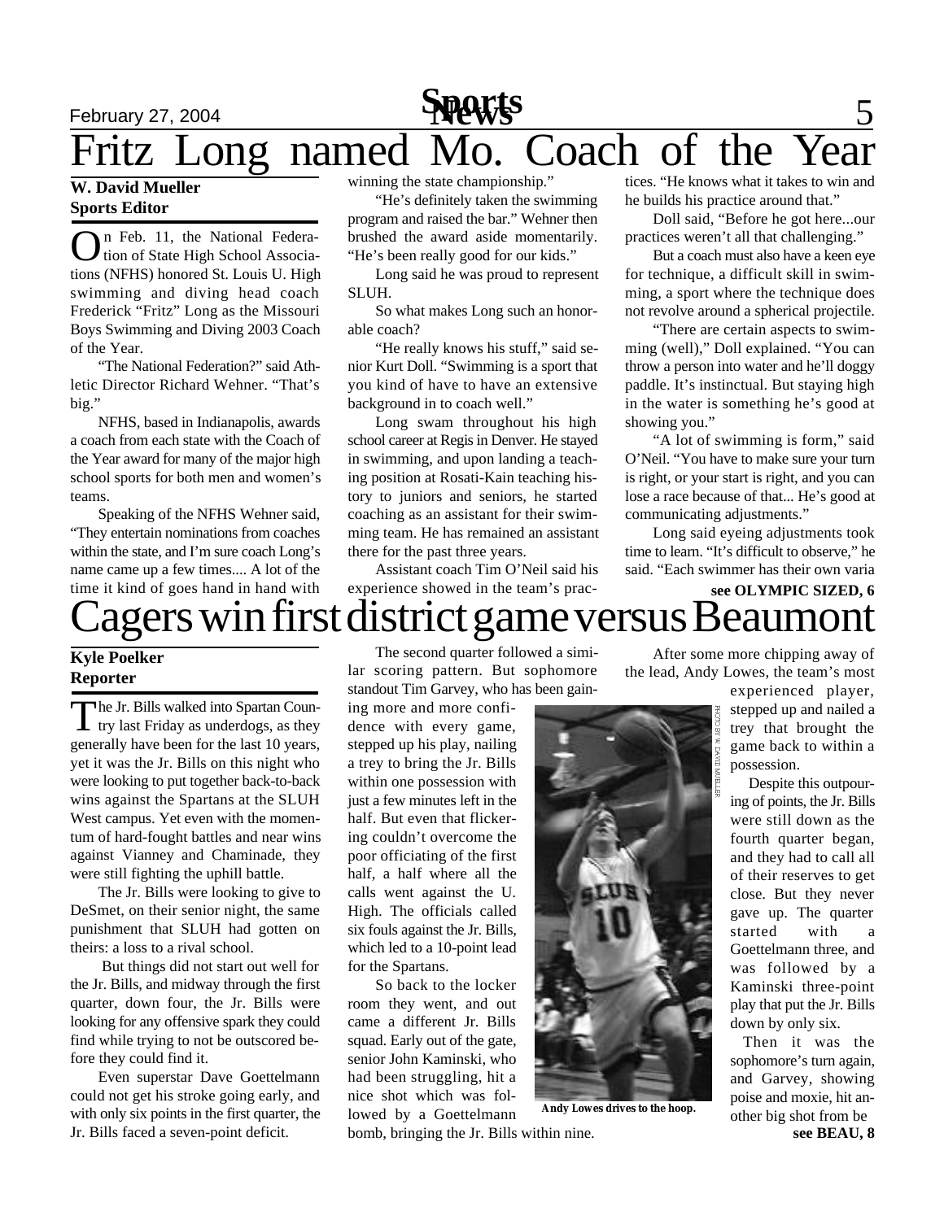# Fritz Long named Mo. Coach of the Year

**W. David Mueller**
**Sports Editor**

On Feb. 11, the National Federation of State High School Associations (NFHS) honored St. Louis U. High swimming and diving head coach Frederick "Fritz" Long as the Missouri Boys Swimming and Diving 2003 Coach of the Year.

"The National Federation?" said Athletic Director Richard Wehner. "That's big."

NFHS, based in Indianapolis, awards a coach from each state with the Coach of the Year award for many of the major high school sports for both men and women's teams.

Speaking of the NFHS Wehner said, "They entertain nominations from coaches within the state, and I'm sure coach Long's name came up a few times.... A lot of the time it kind of goes hand in hand with winning the state championship."

"He's definitely taken the swimming program and raised the bar." Wehner then brushed the award aside momentarily. "He's been really good for our kids."

Long said he was proud to represent SLUH.

So what makes Long such an honorable coach?

"He really knows his stuff," said senior Kurt Doll. "Swimming is a sport that you kind of have to have an extensive background in to coach well."

Long swam throughout his high school career at Regis in Denver. He stayed in swimming, and upon landing a teaching position at Rosati-Kain teaching history to juniors and seniors, he started coaching as an assistant for their swimming team. He has remained an assistant there for the past three years.

Assistant coach Tim O'Neil said his experience showed in the team's practices. "He knows what it takes to win and he builds his practice around that."

Doll said, "Before he got here...our practices weren't all that challenging."

But a coach must also have a keen eye for technique, a difficult skill in swimming, a sport where the technique does not revolve around a spherical projectile.

"There are certain aspects to swimming (well)," Doll explained. "You can throw a person into water and he'll doggy paddle. It's instinctual. But staying high in the water is something he's good at showing you."

"A lot of swimming is form," said O'Neil. "You have to make sure your turn is right, or your start is right, and you can lose a race because of that... He's good at communicating adjustments."

Long said eyeing adjustments took time to learn. "It's difficult to observe," he said. "Each swimmer has their own varia

**see OLYMPIC SIZED, 6**

# Cagers win first district game versus Beaumont

**Kyle Poelker**
**Reporter**

The Jr. Bills walked into Spartan Country last Friday as underdogs, as they generally have been for the last 10 years, yet it was the Jr. Bills on this night who were looking to put together back-to-back wins against the Spartans at the SLUH West campus. Yet even with the momentum of hard-fought battles and near wins against Vianney and Chaminade, they were still fighting the uphill battle.

The Jr. Bills were looking to give to DeSmet, on their senior night, the same punishment that SLUH had gotten on theirs: a loss to a rival school.

But things did not start out well for the Jr. Bills, and midway through the first quarter, down four, the Jr. Bills were looking for any offensive spark they could find while trying to not be outscored before they could find it.

Even superstar Dave Goettelmann could not get his stroke going early, and with only six points in the first quarter, the Jr. Bills faced a seven-point deficit.

The second quarter followed a similar scoring pattern. But sophomore standout Tim Garvey, who has been gaining more and more confidence with every game, stepped up his play, nailing a trey to bring the Jr. Bills within one possession with just a few minutes left in the half. But even that flickering couldn't overcome the poor officiating of the first half, a half where all the calls went against the U. High. The officials called six fouls against the Jr. Bills, which led to a 10-point lead for the Spartans.

So back to the locker room they went, and out came a different Jr. Bills squad. Early out of the gate, senior John Kaminski, who had been struggling, hit a nice shot which was followed by a Goettelmann bomb, bringing the Jr. Bills within nine.

PHOTO BY W. DAVID MUELLER

**Andy Lowes drives to the hoop.**

After some more chipping away of the lead, Andy Lowes, the team's most experienced player, stepped up and nailed a trey that brought the game back to within a possession.

Despite this outpouring of points, the Jr. Bills were still down as the fourth quarter began, and they had to call all of their reserves to get close. But they never gave up. The quarter started with a Goettelmann three, and was followed by a Kaminski three-point play that put the Jr. Bills down by only six.

Then it was the sophomore's turn again, and Garvey, showing poise and moxie, hit another big shot from be

**see BEAU, 8**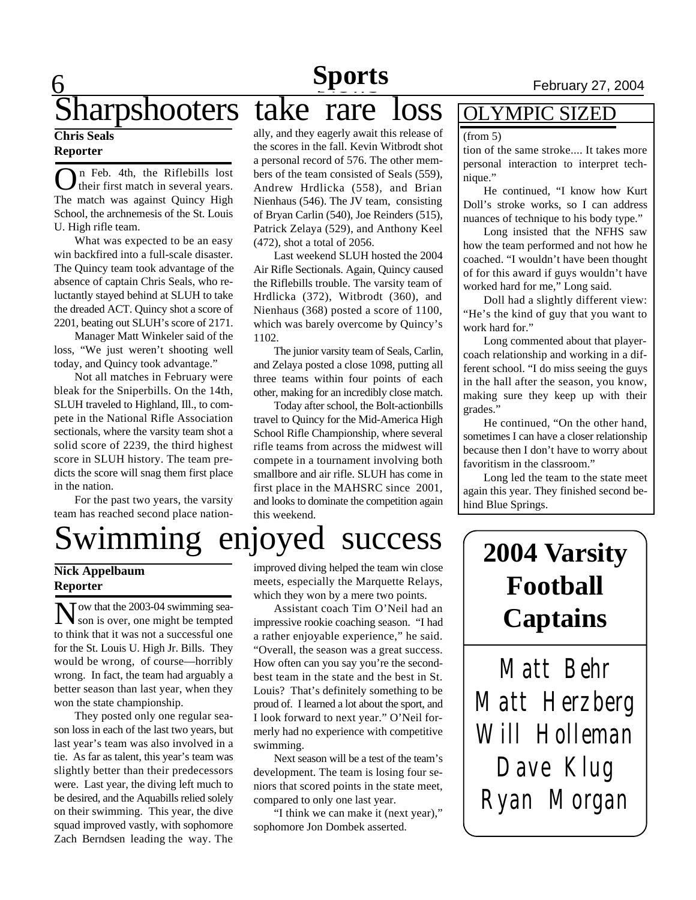# Sharpshooters take rare loss

**Chris Seals**
**Reporter**

On Feb. 4th, the Riflebills lost their first match in several years. The match was against Quincy High School, the archnemesis of the St. Louis U. High rifle team.

What was expected to be an easy win backfired into a full-scale disaster. The Quincy team took advantage of the absence of captain Chris Seals, who reluctantly stayed behind at SLUH to take the dreaded ACT. Quincy shot a score of 2201, beating out SLUH's score of 2171.

Manager Matt Winkeler said of the loss, "We just weren't shooting well today, and Quincy took advantage."

Not all matches in February were bleak for the Sniperbills. On the 14th, SLUH traveled to Highland, Ill., to compete in the National Rifle Association sectionals, where the varsity team shot a solid score of 2239, the third highest score in SLUH history. The team predicts the score will snag them first place in the nation.

For the past two years, the varsity team has reached second place nationally, and they eagerly await this release of the scores in the fall. Kevin Witbrodt shot a personal record of 576. The other members of the team consisted of Seals (559), Andrew Hrdlicka (558), and Brian Nienhaus (546). The JV team, consisting of Bryan Carlin (540), Joe Reinders (515), Patrick Zelaya (529), and Anthony Keel (472), shot a total of 2056.

Last weekend SLUH hosted the 2004 Air Rifle Sectionals. Again, Quincy caused the Riflebills trouble. The varsity team of Hrdlicka (372), Witbrodt (360), and Nienhaus (368) posted a score of 1100, which was barely overcome by Quincy's 1102.

The junior varsity team of Seals, Carlin, and Zelaya posted a close 1098, putting all three teams within four points of each other, making for an incredibly close match.

Today after school, the Bolt-actionbills travel to Quincy for the Mid-America High School Rifle Championship, where several rifle teams from across the midwest will compete in a tournament involving both smallbore and air rifle. SLUH has come in first place in the MAHSRC since 2001, and looks to dominate the competition again this weekend.

## OLYMPIC SIZED

(from 5)

tion of the same stroke.... It takes more personal interaction to interpret technique."

He continued, "I know how Kurt Doll's stroke works, so I can address nuances of technique to his body type."

Long insisted that the NFHS saw how the team performed and not how he coached. "I wouldn't have been thought of for this award if guys wouldn't have worked hard for me," Long said.

Doll had a slightly different view: "He's the kind of guy that you want to work hard for."

Long commented about that player-coach relationship and working in a different school. "I do miss seeing the guys in the hall after the season, you know, making sure they keep up with their grades."

He continued, "On the other hand, sometimes I can have a closer relationship because then I don't have to worry about favoritism in the classroom."

Long led the team to the state meet again this year. They finished second behind Blue Springs.

# Swimming enjoyed success

**Nick Appelbaum**
**Reporter**

Now that the 2003-04 swimming season is over, one might be tempted to think that it was not a successful one for the St. Louis U. High Jr. Bills. They would be wrong, of course—horribly wrong. In fact, the team had arguably a better season than last year, when they won the state championship.

They posted only one regular season loss in each of the last two years, but last year's team was also involved in a tie. As far as talent, this year's team was slightly better than their predecessors were. Last year, the diving left much to be desired, and the Aquabills relied solely on their swimming. This year, the dive squad improved vastly, with sophomore Zach Berndsen leading the way. The improved diving helped the team win close meets, especially the Marquette Relays, which they won by a mere two points.

Assistant coach Tim O'Neil had an impressive rookie coaching season. "I had a rather enjoyable experience," he said. "Overall, the season was a great success. How often can you say you're the second-best team in the state and the best in St. Louis? That's definitely something to be proud of. I learned a lot about the sport, and I look forward to next year." O'Neil formerly had no experience with competitive swimming.

Next season will be a test of the team's development. The team is losing four seniors that scored points in the state meet, compared to only one last year.

"I think we can make it (next year)," sophomore Jon Dombek asserted.

## 2004 Varsity Football Captains

Matt Behr
Matt Herzberg
Will Holleman
Dave Klug
Ryan Morgan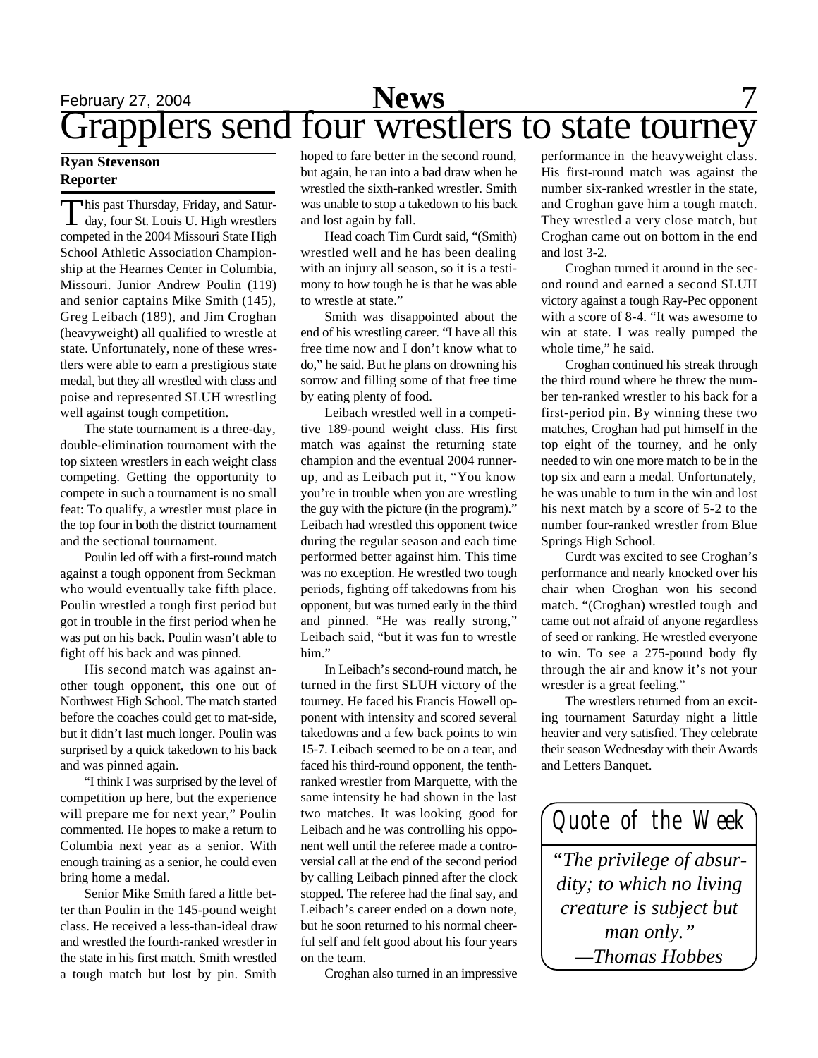# Grapplers send four wrestlers to state tourney

**Ryan Stevenson**
**Reporter**

This past Thursday, Friday, and Saturday, four St. Louis U. High wrestlers competed in the 2004 Missouri State High School Athletic Association Championship at the Hearnes Center in Columbia, Missouri. Junior Andrew Poulin (119) and senior captains Mike Smith (145), Greg Leibach (189), and Jim Croghan (heavyweight) all qualified to wrestle at state. Unfortunately, none of these wrestlers were able to earn a prestigious state medal, but they all wrestled with class and poise and represented SLUH wrestling well against tough competition.

The state tournament is a three-day, double-elimination tournament with the top sixteen wrestlers in each weight class competing. Getting the opportunity to compete in such a tournament is no small feat: To qualify, a wrestler must place in the top four in both the district tournament and the sectional tournament.

Poulin led off with a first-round match against a tough opponent from Seckman who would eventually take fifth place. Poulin wrestled a tough first period but got in trouble in the first period when he was put on his back. Poulin wasn't able to fight off his back and was pinned.

His second match was against another tough opponent, this one out of Northwest High School. The match started before the coaches could get to mat-side, but it didn't last much longer. Poulin was surprised by a quick takedown to his back and was pinned again.

"I think I was surprised by the level of competition up here, but the experience will prepare me for next year," Poulin commented. He hopes to make a return to Columbia next year as a senior. With enough training as a senior, he could even bring home a medal.

Senior Mike Smith fared a little better than Poulin in the 145-pound weight class. He received a less-than-ideal draw and wrestled the fourth-ranked wrestler in the state in his first match. Smith wrestled a tough match but lost by pin. Smith hoped to fare better in the second round, but again, he ran into a bad draw when he wrestled the sixth-ranked wrestler. Smith was unable to stop a takedown to his back and lost again by fall.

Head coach Tim Curdt said, "(Smith) wrestled well and he has been dealing with an injury all season, so it is a testimony to how tough he is that he was able to wrestle at state."

Smith was disappointed about the end of his wrestling career. "I have all this free time now and I don't know what to do," he said. But he plans on drowning his sorrow and filling some of that free time by eating plenty of food.

Leibach wrestled well in a competitive 189-pound weight class. His first match was against the returning state champion and the eventual 2004 runner-up, and as Leibach put it, "You know you're in trouble when you are wrestling the guy with the picture (in the program)." Leibach had wrestled this opponent twice during the regular season and each time performed better against him. This time was no exception. He wrestled two tough periods, fighting off takedowns from his opponent, but was turned early in the third and pinned. "He was really strong," Leibach said, "but it was fun to wrestle him."

In Leibach's second-round match, he turned in the first SLUH victory of the tourney. He faced his Francis Howell opponent with intensity and scored several takedowns and a few back points to win 15-7. Leibach seemed to be on a tear, and faced his third-round opponent, the tenth-ranked wrestler from Marquette, with the same intensity he had shown in the last two matches. It was looking good for Leibach and he was controlling his opponent well until the referee made a controversial call at the end of the second period by calling Leibach pinned after the clock stopped. The referee had the final say, and Leibach's career ended on a down note, but he soon returned to his normal cheerful self and felt good about his four years on the team.

Croghan also turned in an impressive performance in the heavyweight class. His first-round match was against the number six-ranked wrestler in the state, and Croghan gave him a tough match. They wrestled a very close match, but Croghan came out on bottom in the end and lost 3-2.

Croghan turned it around in the second round and earned a second SLUH victory against a tough Ray-Pec opponent with a score of 8-4. "It was awesome to win at state. I was really pumped the whole time," he said.

Croghan continued his streak through the third round where he threw the number ten-ranked wrestler to his back for a first-period pin. By winning these two matches, Croghan had put himself in the top eight of the tourney, and he only needed to win one more match to be in the top six and earn a medal. Unfortunately, he was unable to turn in the win and lost his next match by a score of 5-2 to the number four-ranked wrestler from Blue Springs High School.

Curdt was excited to see Croghan's performance and nearly knocked over his chair when Croghan won his second match. "(Croghan) wrestled tough and came out not afraid of anyone regardless of seed or ranking. He wrestled everyone to win. To see a 275-pound body fly through the air and know it's not your wrestler is a great feeling."

The wrestlers returned from an exciting tournament Saturday night a little heavier and very satisfied. They celebrate their season Wednesday with their Awards and Letters Banquet.

## Quote of the Week

*"The privilege of absurdity; to which no living creature is subject but man only."*
*—Thomas Hobbes*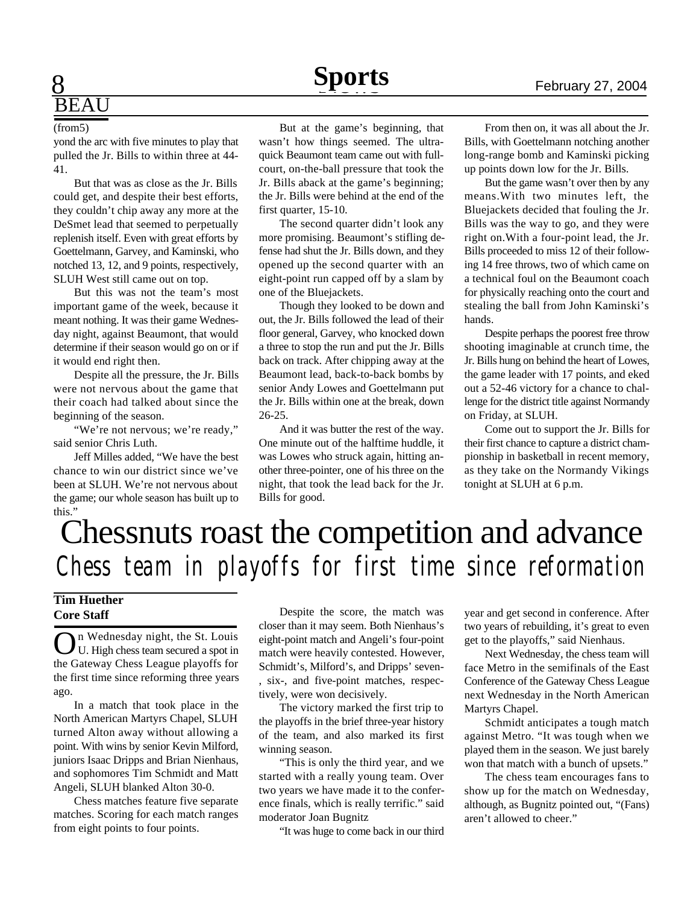## BEAU

(from5)

yond the arc with five minutes to play that pulled the Jr. Bills to within three at 44-41.

But that was as close as the Jr. Bills could get, and despite their best efforts, they couldn't chip away any more at the DeSmet lead that seemed to perpetually replenish itself. Even with great efforts by Goettelmann, Garvey, and Kaminski, who notched 13, 12, and 9 points, respectively, SLUH West still came out on top.

But this was not the team's most important game of the week, because it meant nothing. It was their game Wednesday night, against Beaumont, that would determine if their season would go on or if it would end right then.

Despite all the pressure, the Jr. Bills were not nervous about the game that their coach had talked about since the beginning of the season.

"We're not nervous; we're ready," said senior Chris Luth.

Jeff Milles added, "We have the best chance to win our district since we've been at SLUH. We're not nervous about the game; our whole season has built up to this."

But at the game's beginning, that wasn't how things seemed. The ultra-quick Beaumont team came out with full-court, on-the-ball pressure that took the Jr. Bills aback at the game's beginning; the Jr. Bills were behind at the end of the first quarter, 15-10.

The second quarter didn't look any more promising. Beaumont's stifling defense had shut the Jr. Bills down, and they opened up the second quarter with an eight-point run capped off by a slam by one of the Bluejackets.

Though they looked to be down and out, the Jr. Bills followed the lead of their floor general, Garvey, who knocked down a three to stop the run and put the Jr. Bills back on track. After chipping away at the Beaumont lead, back-to-back bombs by senior Andy Lowes and Goettelmann put the Jr. Bills within one at the break, down 26-25.

And it was butter the rest of the way. One minute out of the halftime huddle, it was Lowes who struck again, hitting another three-pointer, one of his three on the night, that took the lead back for the Jr. Bills for good.

From then on, it was all about the Jr. Bills, with Goettelmann notching another long-range bomb and Kaminski picking up points down low for the Jr. Bills.

But the game wasn't over then by any means.With two minutes left, the Bluejackets decided that fouling the Jr. Bills was the way to go, and they were right on.With a four-point lead, the Jr. Bills proceeded to miss 12 of their following 14 free throws, two of which came on a technical foul on the Beaumont coach for physically reaching onto the court and stealing the ball from John Kaminski's hands.

Despite perhaps the poorest free throw shooting imaginable at crunch time, the Jr. Bills hung on behind the heart of Lowes, the game leader with 17 points, and eked out a 52-46 victory for a chance to challenge for the district title against Normandy on Friday, at SLUH.

Come out to support the Jr. Bills for their first chance to capture a district championship in basketball in recent memory, as they take on the Normandy Vikings tonight at SLUH at 6 p.m.

# Chessnuts roast the competition and advance

## *Chess team in playoffs for first time since reformation*

**Tim Huether**
**Core Staff**

On Wednesday night, the St. Louis U. High chess team secured a spot in the Gateway Chess League playoffs for the first time since reforming three years ago.

In a match that took place in the North American Martyrs Chapel, SLUH turned Alton away without allowing a point. With wins by senior Kevin Milford, juniors Isaac Dripps and Brian Nienhaus, and sophomores Tim Schmidt and Matt Angeli, SLUH blanked Alton 30-0.

Chess matches feature five separate matches. Scoring for each match ranges from eight points to four points.

Despite the score, the match was closer than it may seem. Both Nienhaus's eight-point match and Angeli's four-point match were heavily contested. However, Schmidt's, Milford's, and Dripps' seven-, six-, and five-point matches, respectively, were won decisively.

The victory marked the first trip to the playoffs in the brief three-year history of the team, and also marked its first winning season.

"This is only the third year, and we started with a really young team. Over two years we have made it to the conference finals, which is really terrific." said moderator Joan Bugnitz

"It was huge to come back in our third year and get second in conference. After two years of rebuilding, it's great to even get to the playoffs," said Nienhaus.

Next Wednesday, the chess team will face Metro in the semifinals of the East Conference of the Gateway Chess League next Wednesday in the North American Martyrs Chapel.

Schmidt anticipates a tough match against Metro. "It was tough when we played them in the season. We just barely won that match with a bunch of upsets."

The chess team encourages fans to show up for the match on Wednesday, although, as Bugnitz pointed out, "(Fans) aren't allowed to cheer."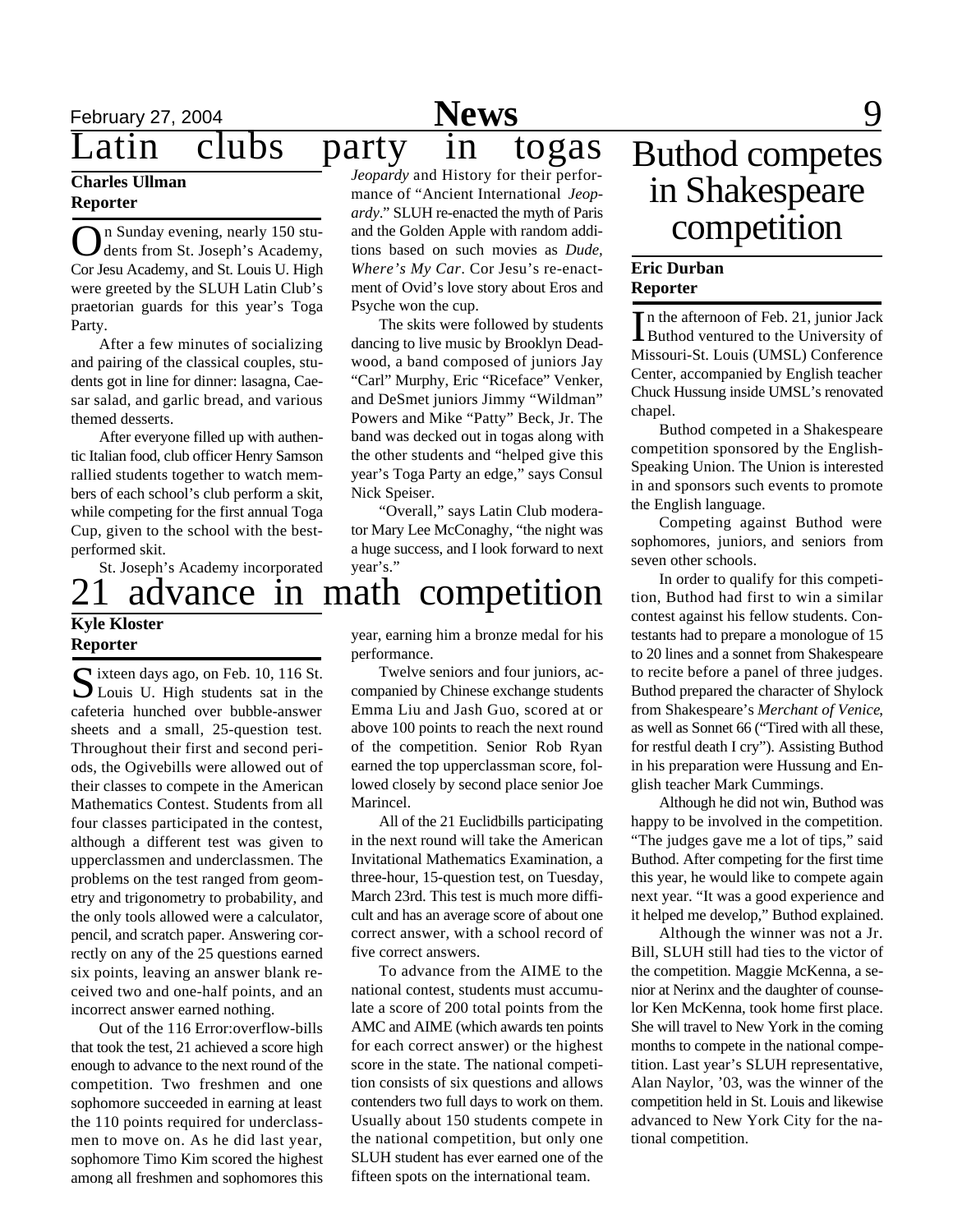# Latin clubs party in togas

**Charles Ullman**
**Reporter**

On Sunday evening, nearly 150 students from St. Joseph's Academy, Cor Jesu Academy, and St. Louis U. High were greeted by the SLUH Latin Club's praetorian guards for this year's Toga Party.

After a few minutes of socializing and pairing of the classical couples, students got in line for dinner: lasagna, Caesar salad, and garlic bread, and various themed desserts.

After everyone filled up with authentic Italian food, club officer Henry Samson rallied students together to watch members of each school's club perform a skit, while competing for the first annual Toga Cup, given to the school with the best-performed skit.

St. Joseph's Academy incorporated *Jeopardy* and History for their performance of "Ancient International *Jeopardy*." SLUH re-enacted the myth of Paris and the Golden Apple with random additions based on such movies as *Dude, Where's My Car*. Cor Jesu's re-enactment of Ovid's love story about Eros and Psyche won the cup.

The skits were followed by students dancing to live music by Brooklyn Deadwood, a band composed of juniors Jay "Carl" Murphy, Eric "Riceface" Venker, and DeSmet juniors Jimmy "Wildman" Powers and Mike "Patty" Beck, Jr. The band was decked out in togas along with the other students and "helped give this year's Toga Party an edge," says Consul Nick Speiser.

"Overall," says Latin Club moderator Mary Lee McConaghy, "the night was a huge success, and I look forward to next year's."

# 21 advance in math competition

**Kyle Kloster**
**Reporter**

Sixteen days ago, on Feb. 10, 116 St. Louis U. High students sat in the cafeteria hunched over bubble-answer sheets and a small, 25-question test. Throughout their first and second periods, the Ogivebills were allowed out of their classes to compete in the American Mathematics Contest. Students from all four classes participated in the contest, although a different test was given to upperclassmen and underclassmen. The problems on the test ranged from geometry and trigonometry to probability, and the only tools allowed were a calculator, pencil, and scratch paper. Answering correctly on any of the 25 questions earned six points, leaving an answer blank received two and one-half points, and an incorrect answer earned nothing.

Out of the 116 Error:overflow-bills that took the test, 21 achieved a score high enough to advance to the next round of the competition. Two freshmen and one sophomore succeeded in earning at least the 110 points required for underclassmen to move on. As he did last year, sophomore Timo Kim scored the highest among all freshmen and sophomores this year, earning him a bronze medal for his performance.

Twelve seniors and four juniors, accompanied by Chinese exchange students Emma Liu and Jash Guo, scored at or above 100 points to reach the next round of the competition. Senior Rob Ryan earned the top upperclassman score, followed closely by second place senior Joe Marincel.

All of the 21 Euclidbills participating in the next round will take the American Invitational Mathematics Examination, a three-hour, 15-question test, on Tuesday, March 23rd. This test is much more difficult and has an average score of about one correct answer, with a school record of five correct answers.

To advance from the AIME to the national contest, students must accumulate a score of 200 total points from the AMC and AIME (which awards ten points for each correct answer) or the highest score in the state. The national competition consists of six questions and allows contenders two full days to work on them. Usually about 150 students compete in the national competition, but only one SLUH student has ever earned one of the fifteen spots on the international team.

# Buthod competes in Shakespeare competition

**Eric Durban**
**Reporter**

In the afternoon of Feb. 21, junior Jack Buthod ventured to the University of Missouri-St. Louis (UMSL) Conference Center, accompanied by English teacher Chuck Hussung inside UMSL's renovated chapel.

Buthod competed in a Shakespeare competition sponsored by the English-Speaking Union. The Union is interested in and sponsors such events to promote the English language.

Competing against Buthod were sophomores, juniors, and seniors from seven other schools.

In order to qualify for this competition, Buthod had first to win a similar contest against his fellow students. Contestants had to prepare a monologue of 15 to 20 lines and a sonnet from Shakespeare to recite before a panel of three judges. Buthod prepared the character of Shylock from Shakespeare's *Merchant of Venice*, as well as Sonnet 66 ("Tired with all these, for restful death I cry"). Assisting Buthod in his preparation were Hussung and English teacher Mark Cummings.

Although he did not win, Buthod was happy to be involved in the competition. "The judges gave me a lot of tips," said Buthod. After competing for the first time this year, he would like to compete again next year. "It was a good experience and it helped me develop," Buthod explained.

Although the winner was not a Jr. Bill, SLUH still had ties to the victor of the competition. Maggie McKenna, a senior at Nerinx and the daughter of counselor Ken McKenna, took home first place. She will travel to New York in the coming months to compete in the national competition. Last year's SLUH representative, Alan Naylor, '03, was the winner of the competition held in St. Louis and likewise advanced to New York City for the national competition.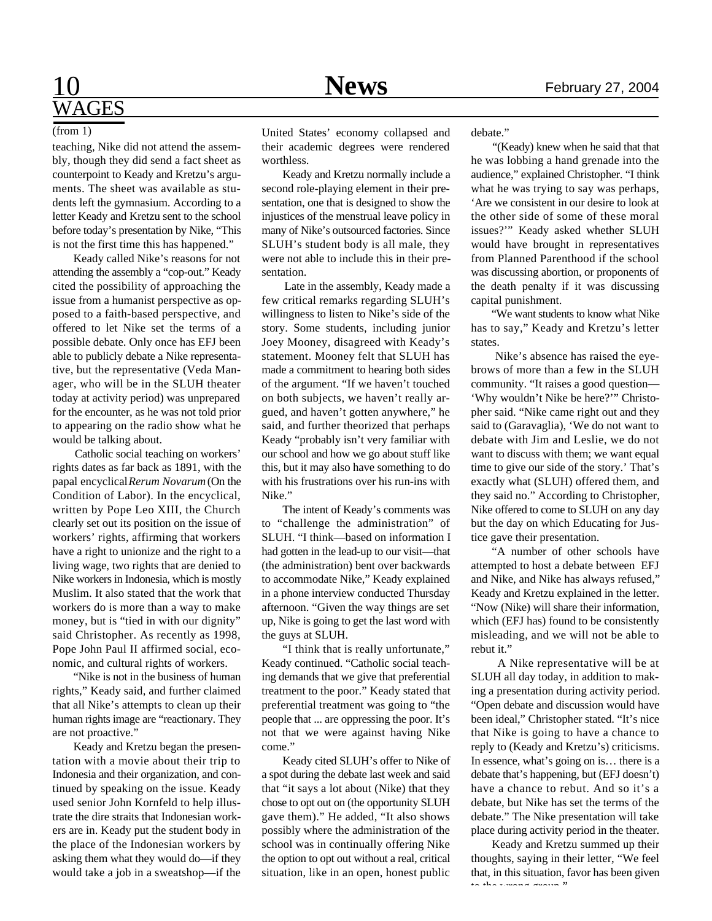## WAGES

(from 1)

teaching, Nike did not attend the assembly, though they did send a fact sheet as counterpoint to Keady and Kretzu's arguments. The sheet was available as students left the gymnasium. According to a letter Keady and Kretzu sent to the school before today's presentation by Nike, "This is not the first time this has happened."

Keady called Nike's reasons for not attending the assembly a "cop-out." Keady cited the possibility of approaching the issue from a humanist perspective as opposed to a faith-based perspective, and offered to let Nike set the terms of a possible debate. Only once has EFJ been able to publicly debate a Nike representative, but the representative (Veda Manager, who will be in the SLUH theater today at activity period) was unprepared for the encounter, as he was not told prior to appearing on the radio show what he would be talking about.

Catholic social teaching on workers' rights dates as far back as 1891, with the papal encyclical *Rerum Novarum* (On the Condition of Labor). In the encyclical, written by Pope Leo XIII, the Church clearly set out its position on the issue of workers' rights, affirming that workers have a right to unionize and the right to a living wage, two rights that are denied to Nike workers in Indonesia, which is mostly Muslim. It also stated that the work that workers do is more than a way to make money, but is "tied in with our dignity" said Christopher. As recently as 1998, Pope John Paul II affirmed social, economic, and cultural rights of workers.

"Nike is not in the business of human rights," Keady said, and further claimed that all Nike's attempts to clean up their human rights image are "reactionary. They are not proactive."

Keady and Kretzu began the presentation with a movie about their trip to Indonesia and their organization, and continued by speaking on the issue. Keady used senior John Kornfeld to help illustrate the dire straits that Indonesian workers are in. Keady put the student body in the place of the Indonesian workers by asking them what they would do—if they would take a job in a sweatshop—if the United States' economy collapsed and their academic degrees were rendered worthless.

Keady and Kretzu normally include a second role-playing element in their presentation, one that is designed to show the injustices of the menstrual leave policy in many of Nike's outsourced factories. Since SLUH's student body is all male, they were not able to include this in their presentation.

Late in the assembly, Keady made a few critical remarks regarding SLUH's willingness to listen to Nike's side of the story. Some students, including junior Joey Mooney, disagreed with Keady's statement. Mooney felt that SLUH has made a commitment to hearing both sides of the argument. "If we haven't touched on both subjects, we haven't really argued, and haven't gotten anywhere," he said, and further theorized that perhaps Keady "probably isn't very familiar with our school and how we go about stuff like this, but it may also have something to do with his frustrations over his run-ins with Nike."

The intent of Keady's comments was to "challenge the administration" of SLUH. "I think—based on information I had gotten in the lead-up to our visit—that (the administration) bent over backwards to accommodate Nike," Keady explained in a phone interview conducted Thursday afternoon. "Given the way things are set up, Nike is going to get the last word with the guys at SLUH.

"I think that is really unfortunate," Keady continued. "Catholic social teaching demands that we give that preferential treatment to the poor." Keady stated that preferential treatment was going to "the people that ... are oppressing the poor. It's not that we were against having Nike come."

Keady cited SLUH's offer to Nike of a spot during the debate last week and said that "it says a lot about (Nike) that they chose to opt out on (the opportunity SLUH gave them)." He added, "It also shows possibly where the administration of the school was in continually offering Nike the option to opt out without a real, critical situation, like in an open, honest public debate."

"(Keady) knew when he said that that he was lobbing a hand grenade into the audience," explained Christopher. "I think what he was trying to say was perhaps, 'Are we consistent in our desire to look at the other side of some of these moral issues?'" Keady asked whether SLUH would have brought in representatives from Planned Parenthood if the school was discussing abortion, or proponents of the death penalty if it was discussing capital punishment.

"We want students to know what Nike has to say," Keady and Kretzu's letter states.

Nike's absence has raised the eyebrows of more than a few in the SLUH community. "It raises a good question—'Why wouldn't Nike be here?'" Christopher said. "Nike came right out and they said to (Garavaglia), 'We do not want to debate with Jim and Leslie, we do not want to discuss with them; we want equal time to give our side of the story.' That's exactly what (SLUH) offered them, and they said no." According to Christopher, Nike offered to come to SLUH on any day but the day on which Educating for Justice gave their presentation.

"A number of other schools have attempted to host a debate between EFJ and Nike, and Nike has always refused," Keady and Kretzu explained in the letter. "Now (Nike) will share their information, which (EFJ has) found to be consistently misleading, and we will not be able to rebut it."

A Nike representative will be at SLUH all day today, in addition to making a presentation during activity period. "Open debate and discussion would have been ideal," Christopher stated. "It's nice that Nike is going to have a chance to reply to (Keady and Kretzu's) criticisms. In essence, what's going on is… there is a debate that's happening, but (EFJ doesn't) have a chance to rebut. And so it's a debate, but Nike has set the terms of the debate." The Nike presentation will take place during activity period in the theater.

Keady and Kretzu summed up their thoughts, saying in their letter, "We feel that, in this situation, favor has been given to the wrong group."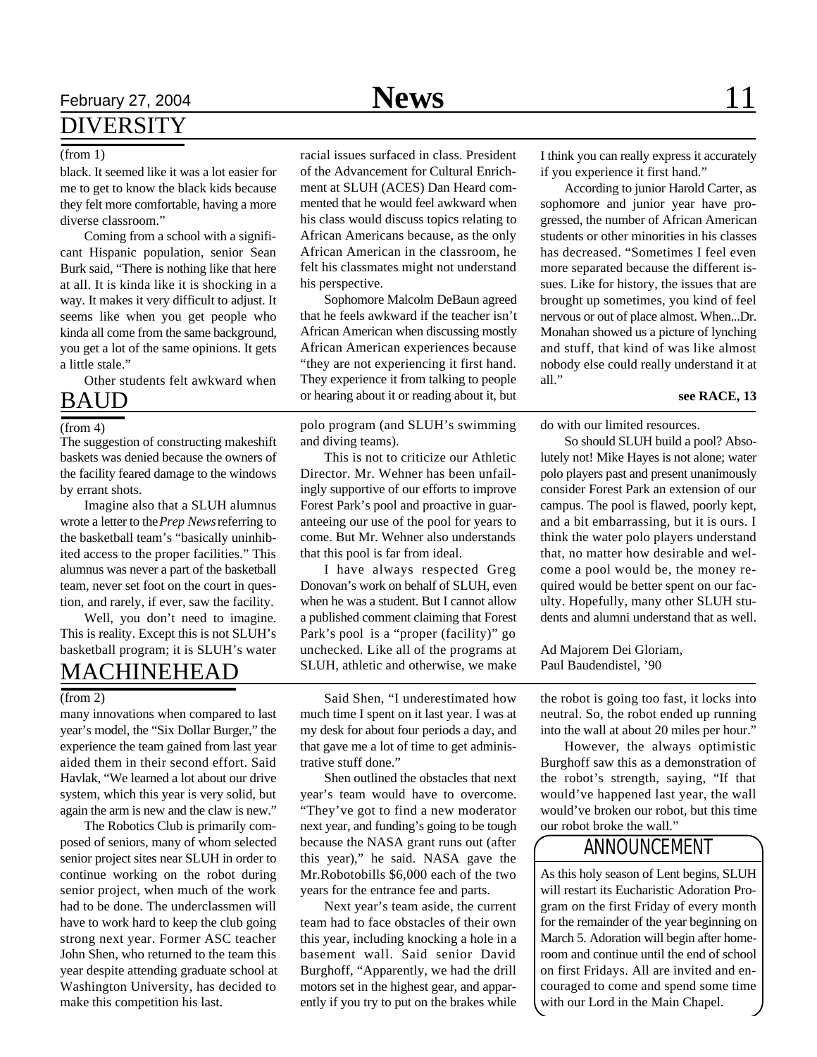## DIVERSITY

(from 1)

black. It seemed like it was a lot easier for me to get to know the black kids because they felt more comfortable, having a more diverse classroom."

Coming from a school with a significant Hispanic population, senior Sean Burk said, "There is nothing like that here at all. It is kinda like it is shocking in a way. It makes it very difficult to adjust. It seems like when you get people who kinda all come from the same background, you get a lot of the same opinions. It gets a little stale."

Other students felt awkward when racial issues surfaced in class. President of the Advancement for Cultural Enrichment at SLUH (ACES) Dan Heard commented that he would feel awkward when his class would discuss topics relating to African Americans because, as the only African American in the classroom, he felt his classmates might not understand his perspective.

Sophomore Malcolm DeBaun agreed that he feels awkward if the teacher isn't African American when discussing mostly African American experiences because "they are not experiencing it first hand. They experience it from talking to people or hearing about it or reading about it, but I think you can really express it accurately if you experience it first hand."

According to junior Harold Carter, as sophomore and junior year have progressed, the number of African American students or other minorities in his classes has decreased. "Sometimes I feel even more separated because the different issues. Like for history, the issues that are brought up sometimes, you kind of feel nervous or out of place almost. When...Dr. Monahan showed us a picture of lynching and stuff, that kind of was like almost nobody else could really understand it at all."

**see RACE, 13**

## BAUD

(from 4)

The suggestion of constructing makeshift baskets was denied because the owners of the facility feared damage to the windows by errant shots.

Imagine also that a SLUH alumnus wrote a letter to the *Prep News* referring to the basketball team's "basically uninhibited access to the proper facilities." This alumnus was never a part of the basketball team, never set foot on the court in question, and rarely, if ever, saw the facility.

Well, you don't need to imagine. This is reality. Except this is not SLUH's basketball program; it is SLUH's water polo program (and SLUH's swimming and diving teams).

This is not to criticize our Athletic Director. Mr. Wehner has been unfailingly supportive of our efforts to improve Forest Park's pool and proactive in guaranteeing our use of the pool for years to come. But Mr. Wehner also understands that this pool is far from ideal.

I have always respected Greg Donovan's work on behalf of SLUH, even when he was a student. But I cannot allow a published comment claiming that Forest Park's pool is a "proper (facility)" go unchecked. Like all of the programs at SLUH, athletic and otherwise, we make do with our limited resources.

So should SLUH build a pool? Absolutely not! Mike Hayes is not alone; water polo players past and present unanimously consider Forest Park an extension of our campus. The pool is flawed, poorly kept, and a bit embarrassing, but it is ours. I think the water polo players understand that, no matter how desirable and welcome a pool would be, the money required would be better spent on our faculty. Hopefully, many other SLUH students and alumni understand that as well.

Ad Majorem Dei Gloriam,
Paul Baudendistel, '90

## MACHINEHEAD

(from 2)

many innovations when compared to last year's model, the "Six Dollar Burger," the experience the team gained from last year aided them in their second effort. Said Havlak, "We learned a lot about our drive system, which this year is very solid, but again the arm is new and the claw is new."

The Robotics Club is primarily composed of seniors, many of whom selected senior project sites near SLUH in order to continue working on the robot during senior project, when much of the work had to be done. The underclassmen will have to work hard to keep the club going strong next year. Former ASC teacher John Shen, who returned to the team this year despite attending graduate school at Washington University, has decided to make this competition his last.

Said Shen, "I underestimated how much time I spent on it last year. I was at my desk for about four periods a day, and that gave me a lot of time to get administrative stuff done."

Shen outlined the obstacles that next year's team would have to overcome. "They've got to find a new moderator next year, and funding's going to be tough because the NASA grant runs out (after this year)," he said. NASA gave the Mr.Robotobills $6,000 each of the two years for the entrance fee and parts.

Next year's team aside, the current team had to face obstacles of their own this year, including knocking a hole in a basement wall. Said senior David Burghoff, "Apparently, we had the drill motors set in the highest gear, and apparently if you try to put on the brakes while the robot is going too fast, it locks into neutral. So, the robot ended up running into the wall at about 20 miles per hour."

However, the always optimistic Burghoff saw this as a demonstration of the robot's strength, saying, "If that would've happened last year, the wall would've broken our robot, but this time our robot broke the wall."

## ANNOUNCEMENT

As this holy season of Lent begins, SLUH will restart its Eucharistic Adoration Program on the first Friday of every month for the remainder of the year beginning on March 5. Adoration will begin after homeroom and continue until the end of school on first Fridays. All are invited and encouraged to come and spend some time with our Lord in the Main Chapel.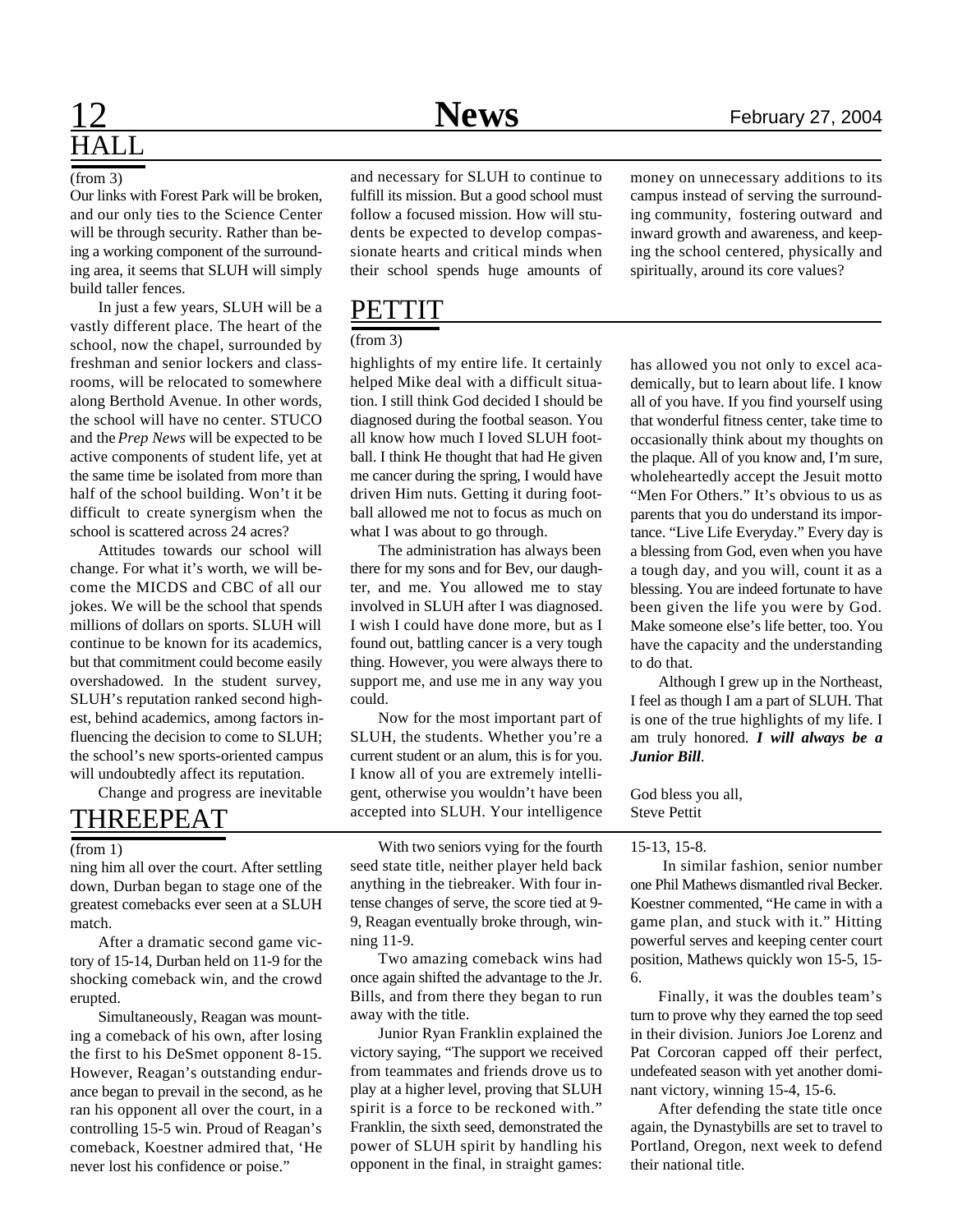## HALL

(from 3)

Our links with Forest Park will be broken, and our only ties to the Science Center will be through security. Rather than being a working component of the surrounding area, it seems that SLUH will simply build taller fences.

In just a few years, SLUH will be a vastly different place. The heart of the school, now the chapel, surrounded by freshman and senior lockers and classrooms, will be relocated to somewhere along Berthold Avenue. In other words, the school will have no center. STUCO and the *Prep News* will be expected to be active components of student life, yet at the same time be isolated from more than half of the school building. Won't it be difficult to create synergism when the school is scattered across 24 acres?

Attitudes towards our school will change. For what it's worth, we will become the MICDS and CBC of all our jokes. We will be the school that spends millions of dollars on sports. SLUH will continue to be known for its academics, but that commitment could become easily overshadowed. In the student survey, SLUH's reputation ranked second highest, behind academics, among factors influencing the decision to come to SLUH; the school's new sports-oriented campus will undoubtedly affect its reputation.

Change and progress are inevitable and necessary for SLUH to continue to fulfill its mission. But a good school must follow a focused mission. How will students be expected to develop compassionate hearts and critical minds when their school spends huge amounts of money on unnecessary additions to its campus instead of serving the surrounding community, fostering outward and inward growth and awareness, and keeping the school centered, physically and spiritually, around its core values?

## PETTIT

(from 3)

highlights of my entire life. It certainly helped Mike deal with a difficult situation. I still think God decided I should be diagnosed during the footbal season. You all know how much I loved SLUH football. I think He thought that had He given me cancer during the spring, I would have driven Him nuts. Getting it during football allowed me not to focus as much on what I was about to go through.

The administration has always been there for my sons and for Bev, our daughter, and me. You allowed me to stay involved in SLUH after I was diagnosed. I wish I could have done more, but as I found out, battling cancer is a very tough thing. However, you were always there to support me, and use me in any way you could.

Now for the most important part of SLUH, the students. Whether you're a current student or an alum, this is for you. I know all of you are extremely intelligent, otherwise you wouldn't have been accepted into SLUH. Your intelligence has allowed you not only to excel academically, but to learn about life. I know all of you have. If you find yourself using that wonderful fitness center, take time to occasionally think about my thoughts on the plaque. All of you know and, I'm sure, wholeheartedly accept the Jesuit motto "Men For Others." It's obvious to us as parents that you do understand its importance. "Live Life Everyday." Every day is a blessing from God, even when you have a tough day, and you will, count it as a blessing. You are indeed fortunate to have been given the life you were by God. Make someone else's life better, too. You have the capacity and the understanding to do that.

Although I grew up in the Northeast, I feel as though I am a part of SLUH. That is one of the true highlights of my life. I am truly honored. ***I will always be a Junior Bill**.*

God bless you all,
Steve Pettit

## THREEPEAT

(from 1)

ning him all over the court. After settling down, Durban began to stage one of the greatest comebacks ever seen at a SLUH match.

After a dramatic second game victory of 15-14, Durban held on 11-9 for the shocking comeback win, and the crowd erupted.

Simultaneously, Reagan was mounting a comeback of his own, after losing the first to his DeSmet opponent 8-15. However, Reagan's outstanding endurance began to prevail in the second, as he ran his opponent all over the court, in a controlling 15-5 win. Proud of Reagan's comeback, Koestner admired that, 'He never lost his confidence or poise."

With two seniors vying for the fourth seed state title, neither player held back anything in the tiebreaker. With four intense changes of serve, the score tied at 9-9, Reagan eventually broke through, winning 11-9.

Two amazing comeback wins had once again shifted the advantage to the Jr. Bills, and from there they began to run away with the title.

Junior Ryan Franklin explained the victory saying, "The support we received from teammates and friends drove us to play at a higher level, proving that SLUH spirit is a force to be reckoned with." Franklin, the sixth seed, demonstrated the power of SLUH spirit by handling his opponent in the final, in straight games: 15-13, 15-8.

In similar fashion, senior number one Phil Mathews dismantled rival Becker. Koestner commented, "He came in with a game plan, and stuck with it." Hitting powerful serves and keeping center court position, Mathews quickly won 15-5, 15-6.

Finally, it was the doubles team's turn to prove why they earned the top seed in their division. Juniors Joe Lorenz and Pat Corcoran capped off their perfect, undefeated season with yet another dominant victory, winning 15-4, 15-6.

After defending the state title once again, the Dynastybills are set to travel to Portland, Oregon, next week to defend their national title.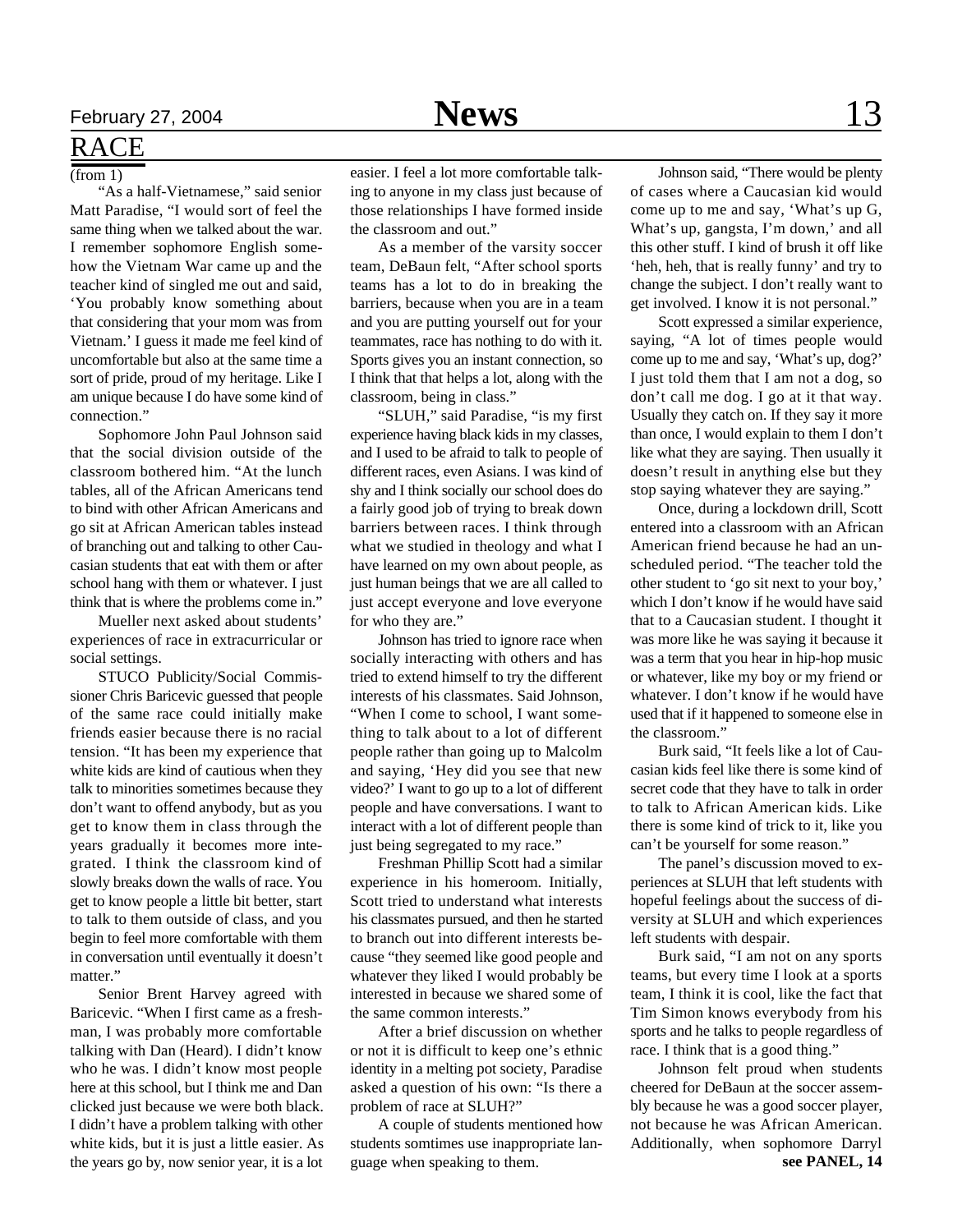## RACE

(from 1)

"As a half-Vietnamese," said senior Matt Paradise, "I would sort of feel the same thing when we talked about the war. I remember sophomore English somehow the Vietnam War came up and the teacher kind of singled me out and said, 'You probably know something about that considering that your mom was from Vietnam.' I guess it made me feel kind of uncomfortable but also at the same time a sort of pride, proud of my heritage. Like I am unique because I do have some kind of connection."

Sophomore John Paul Johnson said that the social division outside of the classroom bothered him. "At the lunch tables, all of the African Americans tend to bind with other African Americans and go sit at African American tables instead of branching out and talking to other Caucasian students that eat with them or after school hang with them or whatever. I just think that is where the problems come in."

Mueller next asked about students' experiences of race in extracurricular or social settings.

STUCO Publicity/Social Commissioner Chris Baricevic guessed that people of the same race could initially make friends easier because there is no racial tension. "It has been my experience that white kids are kind of cautious when they talk to minorities sometimes because they don't want to offend anybody, but as you get to know them in class through the years gradually it becomes more integrated. I think the classroom kind of slowly breaks down the walls of race. You get to know people a little bit better, start to talk to them outside of class, and you begin to feel more comfortable with them in conversation until eventually it doesn't matter."

Senior Brent Harvey agreed with Baricevic. "When I first came as a freshman, I was probably more comfortable talking with Dan (Heard). I didn't know who he was. I didn't know most people here at this school, but I think me and Dan clicked just because we were both black. I didn't have a problem talking with other white kids, but it is just a little easier. As the years go by, now senior year, it is a lot easier. I feel a lot more comfortable talking to anyone in my class just because of those relationships I have formed inside the classroom and out."

As a member of the varsity soccer team, DeBaun felt, "After school sports teams has a lot to do in breaking the barriers, because when you are in a team and you are putting yourself out for your teammates, race has nothing to do with it. Sports gives you an instant connection, so I think that that helps a lot, along with the classroom, being in class."

"SLUH," said Paradise, "is my first experience having black kids in my classes, and I used to be afraid to talk to people of different races, even Asians. I was kind of shy and I think socially our school does do a fairly good job of trying to break down barriers between races. I think through what we studied in theology and what I have learned on my own about people, as just human beings that we are all called to just accept everyone and love everyone for who they are."

Johnson has tried to ignore race when socially interacting with others and has tried to extend himself to try the different interests of his classmates. Said Johnson, "When I come to school, I want something to talk about to a lot of different people rather than going up to Malcolm and saying, 'Hey did you see that new video?' I want to go up to a lot of different people and have conversations. I want to interact with a lot of different people than just being segregated to my race."

Freshman Phillip Scott had a similar experience in his homeroom. Initially, Scott tried to understand what interests his classmates pursued, and then he started to branch out into different interests because "they seemed like good people and whatever they liked I would probably be interested in because we shared some of the same common interests."

After a brief discussion on whether or not it is difficult to keep one's ethnic identity in a melting pot society, Paradise asked a question of his own: "Is there a problem of race at SLUH?"

A couple of students mentioned how students somtimes use inappropriate language when speaking to them.

Johnson said, "There would be plenty of cases where a Caucasian kid would come up to me and say, 'What's up G, What's up, gangsta, I'm down,' and all this other stuff. I kind of brush it off like 'heh, heh, that is really funny' and try to change the subject. I don't really want to get involved. I know it is not personal."

Scott expressed a similar experience, saying, "A lot of times people would come up to me and say, 'What's up, dog?' I just told them that I am not a dog, so don't call me dog. I go at it that way. Usually they catch on. If they say it more than once, I would explain to them I don't like what they are saying. Then usually it doesn't result in anything else but they stop saying whatever they are saying."

Once, during a lockdown drill, Scott entered into a classroom with an African American friend because he had an unscheduled period. "The teacher told the other student to 'go sit next to your boy,' which I don't know if he would have said that to a Caucasian student. I thought it was more like he was saying it because it was a term that you hear in hip-hop music or whatever, like my boy or my friend or whatever. I don't know if he would have used that if it happened to someone else in the classroom."

Burk said, "It feels like a lot of Caucasian kids feel like there is some kind of secret code that they have to talk in order to talk to African American kids. Like there is some kind of trick to it, like you can't be yourself for some reason."

The panel's discussion moved to experiences at SLUH that left students with hopeful feelings about the success of diversity at SLUH and which experiences left students with despair.

Burk said, "I am not on any sports teams, but every time I look at a sports team, I think it is cool, like the fact that Tim Simon knows everybody from his sports and he talks to people regardless of race. I think that is a good thing."

Johnson felt proud when students cheered for DeBaun at the soccer assembly because he was a good soccer player, not because he was African American. Additionally, when sophomore Darryl

**see PANEL, 14**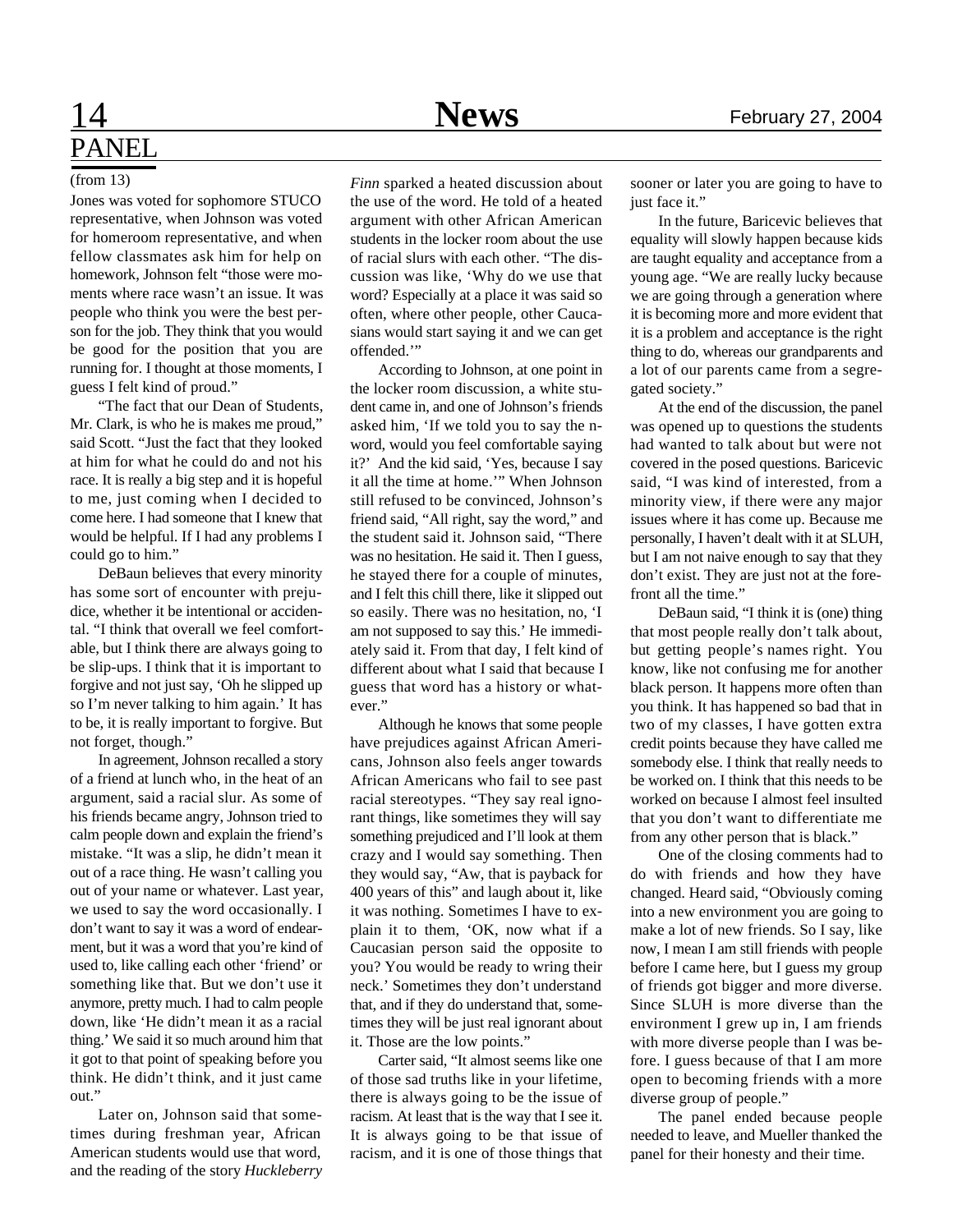# PANEL

(from 13)

Jones was voted for sophomore STUCO representative, when Johnson was voted for homeroom representative, and when fellow classmates ask him for help on homework, Johnson felt "those were moments where race wasn't an issue. It was people who think you were the best person for the job. They think that you would be good for the position that you are running for. I thought at those moments, I guess I felt kind of proud."

"The fact that our Dean of Students, Mr. Clark, is who he is makes me proud," said Scott. "Just the fact that they looked at him for what he could do and not his race. It is really a big step and it is hopeful to me, just coming when I decided to come here. I had someone that I knew that would be helpful. If I had any problems I could go to him."

DeBaun believes that every minority has some sort of encounter with prejudice, whether it be intentional or accidental. "I think that overall we feel comfortable, but I think there are always going to be slip-ups. I think that it is important to forgive and not just say, 'Oh he slipped up so I'm never talking to him again.' It has to be, it is really important to forgive. But not forget, though."

In agreement, Johnson recalled a story of a friend at lunch who, in the heat of an argument, said a racial slur. As some of his friends became angry, Johnson tried to calm people down and explain the friend's mistake. "It was a slip, he didn't mean it out of a race thing. He wasn't calling you out of your name or whatever. Last year, we used to say the word occasionally. I don't want to say it was a word of endearment, but it was a word that you're kind of used to, like calling each other 'friend' or something like that. But we don't use it anymore, pretty much. I had to calm people down, like 'He didn't mean it as a racial thing.' We said it so much around him that it got to that point of speaking before you think. He didn't think, and it just came out."

Later on, Johnson said that sometimes during freshman year, African American students would use that word, and the reading of the story *Huckleberry Finn* sparked a heated discussion about the use of the word. He told of a heated argument with other African American students in the locker room about the use of racial slurs with each other. "The discussion was like, 'Why do we use that word? Especially at a place it was said so often, where other people, other Caucasians would start saying it and we can get offended.'"

According to Johnson, at one point in the locker room discussion, a white student came in, and one of Johnson's friends asked him, 'If we told you to say the n-word, would you feel comfortable saying it?' And the kid said, 'Yes, because I say it all the time at home.'" When Johnson still refused to be convinced, Johnson's friend said, "All right, say the word," and the student said it. Johnson said, "There was no hesitation. He said it. Then I guess, he stayed there for a couple of minutes, and I felt this chill there, like it slipped out so easily. There was no hesitation, no, 'I am not supposed to say this.' He immediately said it. From that day, I felt kind of different about what I said that because I guess that word has a history or whatever."

Although he knows that some people have prejudices against African Americans, Johnson also feels anger towards African Americans who fail to see past racial stereotypes. "They say real ignorant things, like sometimes they will say something prejudiced and I'll look at them crazy and I would say something. Then they would say, "Aw, that is payback for 400 years of this" and laugh about it, like it was nothing. Sometimes I have to explain it to them, 'OK, now what if a Caucasian person said the opposite to you? You would be ready to wring their neck.' Sometimes they don't understand that, and if they do understand that, sometimes they will be just real ignorant about it. Those are the low points."

Carter said, "It almost seems like one of those sad truths like in your lifetime, there is always going to be the issue of racism. At least that is the way that I see it. It is always going to be that issue of racism, and it is one of those things that sooner or later you are going to have to just face it."

In the future, Baricevic believes that equality will slowly happen because kids are taught equality and acceptance from a young age. "We are really lucky because we are going through a generation where it is becoming more and more evident that it is a problem and acceptance is the right thing to do, whereas our grandparents and a lot of our parents came from a segregated society."

At the end of the discussion, the panel was opened up to questions the students had wanted to talk about but were not covered in the posed questions. Baricevic said, "I was kind of interested, from a minority view, if there were any major issues where it has come up. Because me personally, I haven't dealt with it at SLUH, but I am not naive enough to say that they don't exist. They are just not at the forefront all the time."

DeBaun said, "I think it is (one) thing that most people really don't talk about, but getting people's names right. You know, like not confusing me for another black person. It happens more often than you think. It has happened so bad that in two of my classes, I have gotten extra credit points because they have called me somebody else. I think that really needs to be worked on. I think that this needs to be worked on because I almost feel insulted that you don't want to differentiate me from any other person that is black."

One of the closing comments had to do with friends and how they have changed. Heard said, "Obviously coming into a new environment you are going to make a lot of new friends. So I say, like now, I mean I am still friends with people before I came here, but I guess my group of friends got bigger and more diverse. Since SLUH is more diverse than the environment I grew up in, I am friends with more diverse people than I was before. I guess because of that I am more open to becoming friends with a more diverse group of people."

The panel ended because people needed to leave, and Mueller thanked the panel for their honesty and their time.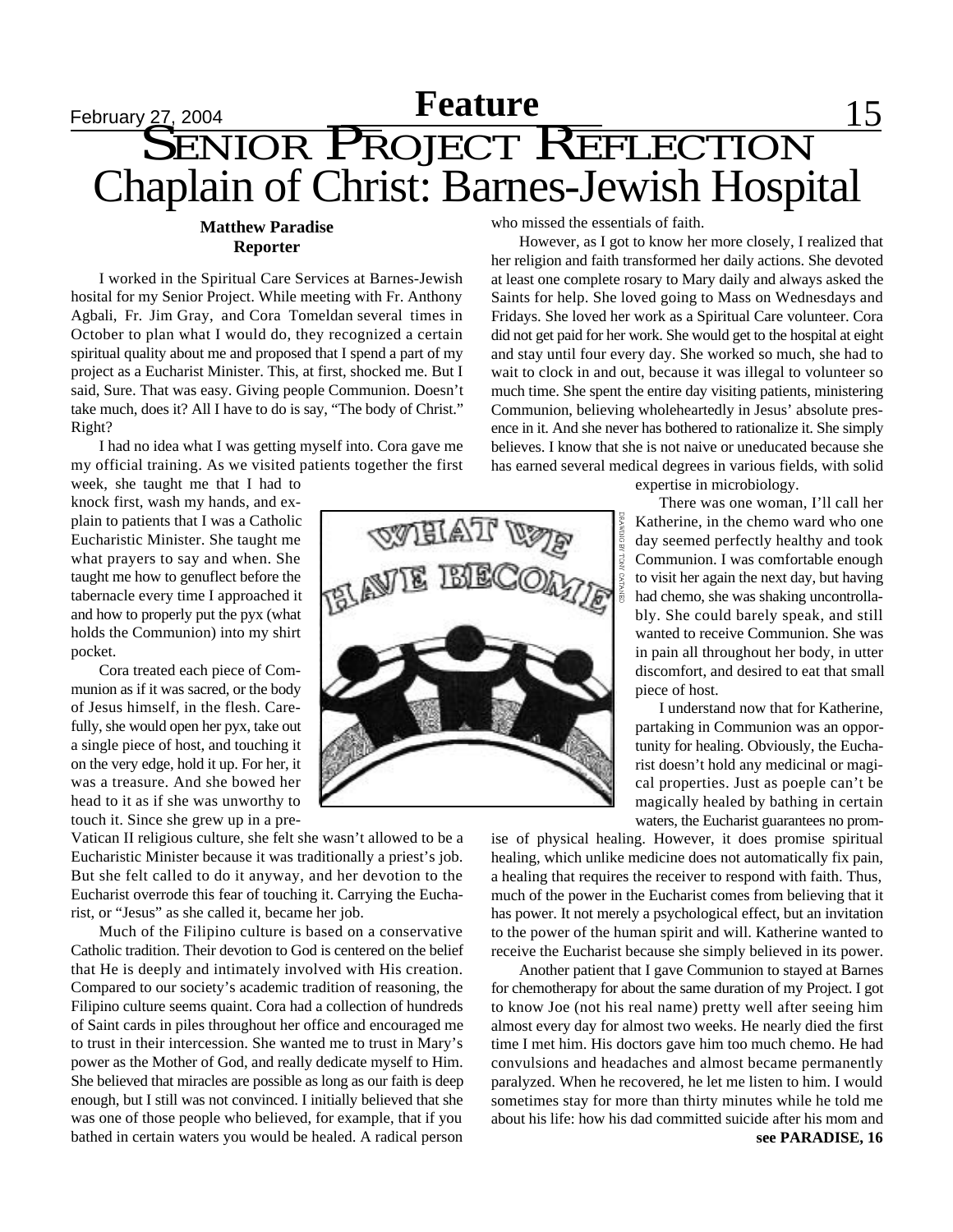# Senior Project Reflection

## Chaplain of Christ: Barnes-Jewish Hospital

**Matthew Paradise**
**Reporter**

I worked in the Spiritual Care Services at Barnes-Jewish hosital for my Senior Project. While meeting with Fr. Anthony Agbali, Fr. Jim Gray, and Cora Tomeldan several times in October to plan what I would do, they recognized a certain spiritual quality about me and proposed that I spend a part of my project as a Eucharist Minister. This, at first, shocked me. But I said, Sure. That was easy. Giving people Communion. Doesn't take much, does it? All I have to do is say, "The body of Christ." Right?

I had no idea what I was getting myself into. Cora gave me my official training. As we visited patients together the first week, she taught me that I had to knock first, wash my hands, and explain to patients that I was a Catholic Eucharistic Minister. She taught me what prayers to say and when. She taught me how to genuflect before the tabernacle every time I approached it and how to properly put the pyx (what holds the Communion) into my shirt pocket.

Cora treated each piece of Communion as if it was sacred, or the body of Jesus himself, in the flesh. Carefully, she would open her pyx, take out a single piece of host, and touching it on the very edge, hold it up. For her, it was a treasure. And she bowed her head to it as if she was unworthy to touch it. Since she grew up in a pre-Vatican II religious culture, she felt she wasn't allowed to be a Eucharistic Minister because it was traditionally a priest's job. But she felt called to do it anyway, and her devotion to the Eucharist overrode this fear of touching it. Carrying the Eucharist, or "Jesus" as she called it, became her job.

Much of the Filipino culture is based on a conservative Catholic tradition. Their devotion to God is centered on the belief that He is deeply and intimately involved with His creation. Compared to our society's academic tradition of reasoning, the Filipino culture seems quaint. Cora had a collection of hundreds of Saint cards in piles throughout her office and encouraged me to trust in their intercession. She wanted me to trust in Mary's power as the Mother of God, and really dedicate myself to Him. She believed that miracles are possible as long as our faith is deep enough, but I still was not convinced. I initially believed that she was one of those people who believed, for example, that if you bathed in certain waters you would be healed. A radical person who missed the essentials of faith.

However, as I got to know her more closely, I realized that her religion and faith transformed her daily actions. She devoted at least one complete rosary to Mary daily and always asked the Saints for help. She loved going to Mass on Wednesdays and Fridays. She loved her work as a Spiritual Care volunteer. Cora did not get paid for her work. She would get to the hospital at eight and stay until four every day. She worked so much, she had to wait to clock in and out, because it was illegal to volunteer so much time. She spent the entire day visiting patients, ministering Communion, believing wholeheartedly in Jesus' absolute presence in it. And she never has bothered to rationalize it. She simply believes. I know that she is not naive or uneducated because she has earned several medical degrees in various fields, with solid expertise in microbiology.

WHAT WE HAVE BECOME

DRAWING BY TONY CATANZEO

There was one woman, I'll call her Katherine, in the chemo ward who one day seemed perfectly healthy and took Communion. I was comfortable enough to visit her again the next day, but having had chemo, she was shaking uncontrollably. She could barely speak, and still wanted to receive Communion. She was in pain all throughout her body, in utter discomfort, and desired to eat that small piece of host.

I understand now that for Katherine, partaking in Communion was an opportunity for healing. Obviously, the Eucharist doesn't hold any medicinal or magical properties. Just as poeple can't be magically healed by bathing in certain waters, the Eucharist guarantees no promise of physical healing. However, it does promise spiritual healing, which unlike medicine does not automatically fix pain, a healing that requires the receiver to respond with faith. Thus, much of the power in the Eucharist comes from believing that it has power. It not merely a psychological effect, but an invitation to the power of the human spirit and will. Katherine wanted to receive the Eucharist because she simply believed in its power.

Another patient that I gave Communion to stayed at Barnes for chemotherapy for about the same duration of my Project. I got to know Joe (not his real name) pretty well after seeing him almost every day for almost two weeks. He nearly died the first time I met him. His doctors gave him too much chemo. He had convulsions and headaches and almost became permanently paralyzed. When he recovered, he let me listen to him. I would sometimes stay for more than thirty minutes while he told me about his life: how his dad committed suicide after his mom and

**see PARADISE, 16**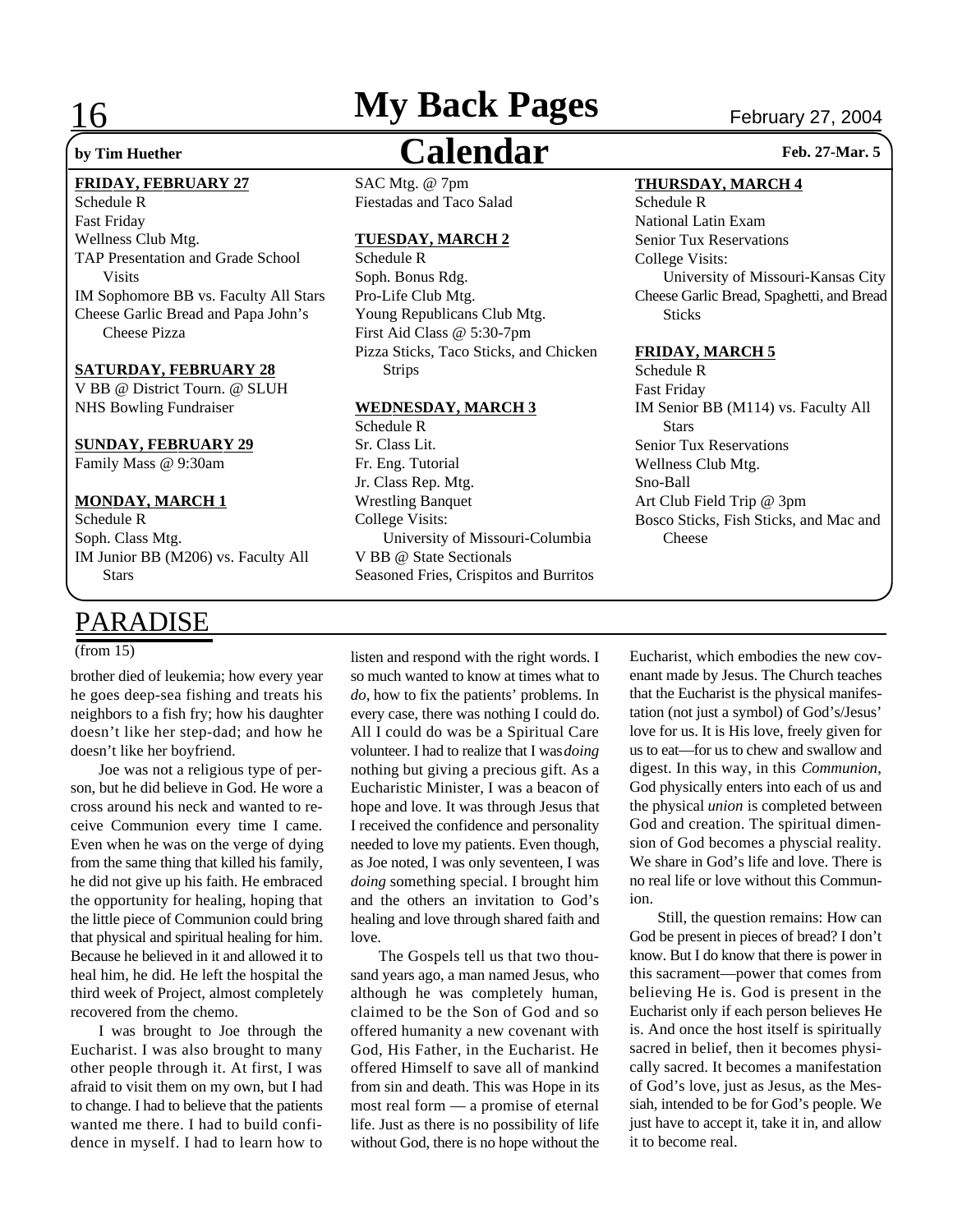# My Back Pages

## Calendar

**by Tim Huether** **Feb. 27-Mar. 5**

**FRIDAY, FEBRUARY 27**
Schedule R
Fast Friday
Wellness Club Mtg.
TAP Presentation and Grade School Visits
IM Sophomore BB vs. Faculty All Stars
Cheese Garlic Bread and Papa John's Cheese Pizza

**SATURDAY, FEBRUARY 28**
V BB @ District Tourn. @ SLUH
NHS Bowling Fundraiser

**SUNDAY, FEBRUARY 29**
Family Mass @ 9:30am

**MONDAY, MARCH 1**
Schedule R
Soph. Class Mtg.
IM Junior BB (M206) vs. Faculty All Stars
SAC Mtg. @ 7pm
Fiestadas and Taco Salad

**TUESDAY, MARCH 2**
Schedule R
Soph. Bonus Rdg.
Pro-Life Club Mtg.
Young Republicans Club Mtg.
First Aid Class @ 5:30-7pm
Pizza Sticks, Taco Sticks, and Chicken Strips

**WEDNESDAY, MARCH 3**
Schedule R
Sr. Class Lit.
Fr. Eng. Tutorial
Jr. Class Rep. Mtg.
Wrestling Banquet
College Visits:
University of Missouri-Columbia
V BB @ State Sectionals
Seasoned Fries, Crispitos and Burritos

**THURSDAY, MARCH 4**
Schedule R
National Latin Exam
Senior Tux Reservations
College Visits:
University of Missouri-Kansas City
Cheese Garlic Bread, Spaghetti, and Bread Sticks

**FRIDAY, MARCH 5**
Schedule R
Fast Friday
IM Senior BB (M114) vs. Faculty All Stars
Senior Tux Reservations
Wellness Club Mtg.
Sno-Ball
Art Club Field Trip @ 3pm
Bosco Sticks, Fish Sticks, and Mac and Cheese

## PARADISE

(from 15)

brother died of leukemia; how every year he goes deep-sea fishing and treats his neighbors to a fish fry; how his daughter doesn't like her step-dad; and how he doesn't like her boyfriend.

Joe was not a religious type of person, but he did believe in God. He wore a cross around his neck and wanted to receive Communion every time I came. Even when he was on the verge of dying from the same thing that killed his family, he did not give up his faith. He embraced the opportunity for healing, hoping that the little piece of Communion could bring that physical and spiritual healing for him. Because he believed in it and allowed it to heal him, he did. He left the hospital the third week of Project, almost completely recovered from the chemo.

I was brought to Joe through the Eucharist. I was also brought to many other people through it. At first, I was afraid to visit them on my own, but I had to change. I had to believe that the patients wanted me there. I had to build confidence in myself. I had to learn how to listen and respond with the right words. I so much wanted to know at times what to *do*, how to fix the patients' problems. In every case, there was nothing I could do. All I could do was be a Spiritual Care volunteer. I had to realize that I was *doing* nothing but giving a precious gift. As a Eucharistic Minister, I was a beacon of hope and love. It was through Jesus that I received the confidence and personality needed to love my patients. Even though, as Joe noted, I was only seventeen, I was *doing* something special. I brought him and the others an invitation to God's healing and love through shared faith and love.

The Gospels tell us that two thousand years ago, a man named Jesus, who although he was completely human, claimed to be the Son of God and so offered humanity a new covenant with God, His Father, in the Eucharist. He offered Himself to save all of mankind from sin and death. This was Hope in its most real form — a promise of eternal life. Just as there is no possibility of life without God, there is no hope without the Eucharist, which embodies the new covenant made by Jesus. The Church teaches that the Eucharist is the physical manifestation (not just a symbol) of God's/Jesus' love for us. It is His love, freely given for us to eat—for us to chew and swallow and digest. In this way, in this *Communion*, God physically enters into each of us and the physical *union* is completed between God and creation. The spiritual dimension of God becomes a physcial reality. We share in God's life and love. There is no real life or love without this Communion.

Still, the question remains: How can God be present in pieces of bread? I don't know. But I do know that there is power in this sacrament—power that comes from believing He is. God is present in the Eucharist only if each person believes He is. And once the host itself is spiritually sacred in belief, then it becomes physically sacred. It becomes a manifestation of God's love, just as Jesus, as the Messiah, intended to be for God's people. We just have to accept it, take it in, and allow it to become real.